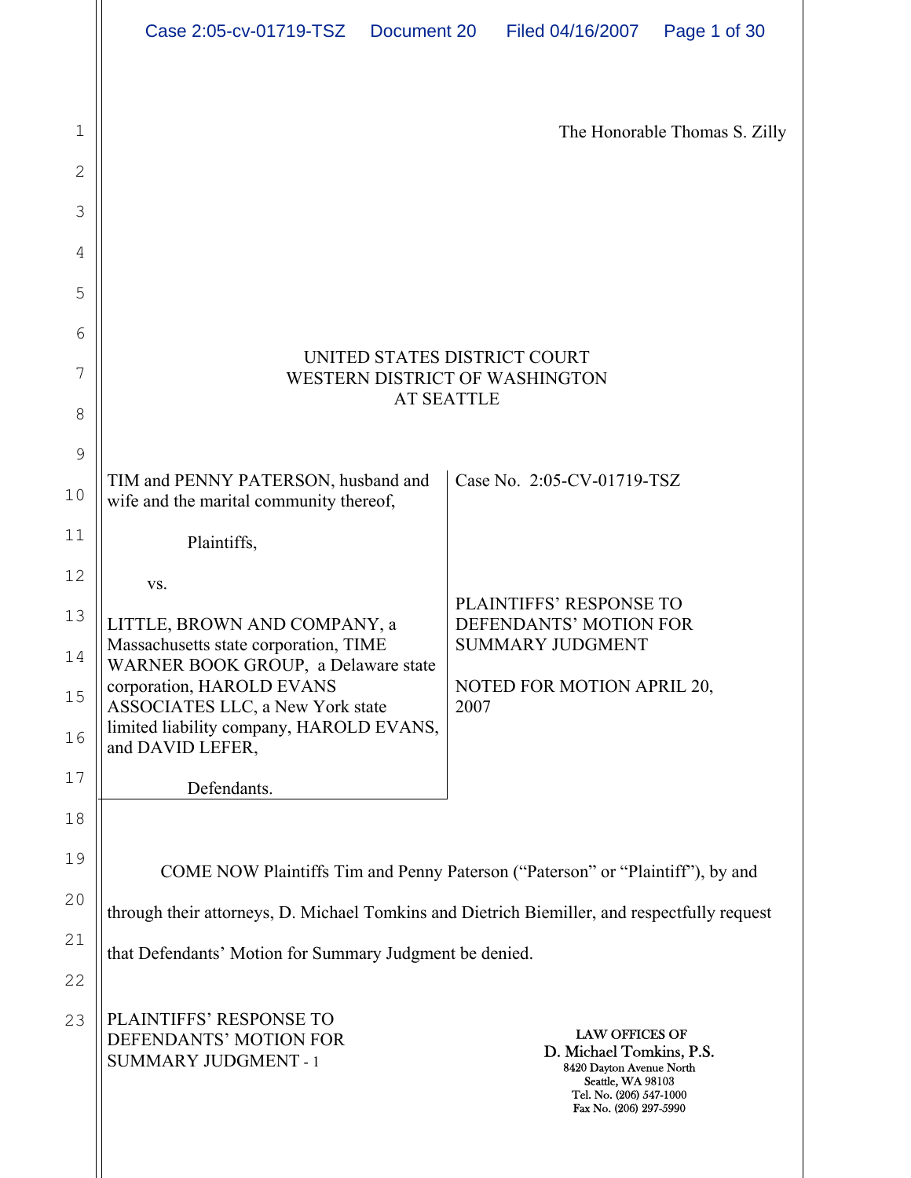The Honorable Thomas S. Zilly

UNITED STATES DISTRICT COURT
WESTERN DISTRICT OF WASHINGTON
AT SEATTLE

| | |
|---|---|
| TIM and PENNY PATERSON, husband and wife and the marital community thereof,<br><br>Plaintiffs,<br><br>vs.<br><br>LITTLE, BROWN AND COMPANY, a Massachusetts state corporation, TIME WARNER BOOK GROUP, a Delaware state corporation, HAROLD EVANS ASSOCIATES LLC, a New York state limited liability company, HAROLD EVANS, and DAVID LEFER,<br><br>Defendants. | Case No. 2:05-CV-01719-TSZ<br><br>PLAINTIFFS' RESPONSE TO DEFENDANTS' MOTION FOR SUMMARY JUDGMENT<br><br>NOTED FOR MOTION APRIL 20, 2007 |

COME NOW Plaintiffs Tim and Penny Paterson ("Paterson" or "Plaintiff"), by and through their attorneys, D. Michael Tomkins and Dietrich Biemiller, and respectfully request that Defendants' Motion for Summary Judgment be denied.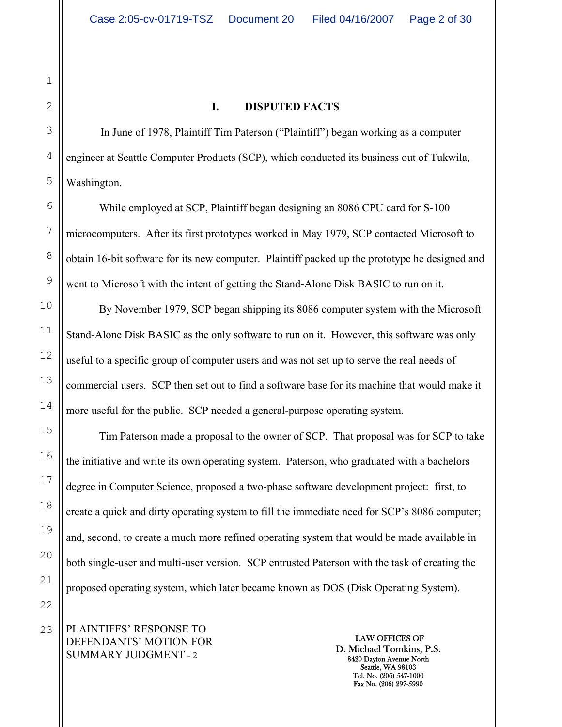## I. DISPUTED FACTS

In June of 1978, Plaintiff Tim Paterson ("Plaintiff") began working as a computer engineer at Seattle Computer Products (SCP), which conducted its business out of Tukwila, Washington.

While employed at SCP, Plaintiff began designing an 8086 CPU card for S-100 microcomputers. After its first prototypes worked in May 1979, SCP contacted Microsoft to obtain 16-bit software for its new computer. Plaintiff packed up the prototype he designed and went to Microsoft with the intent of getting the Stand-Alone Disk BASIC to run on it.

By November 1979, SCP began shipping its 8086 computer system with the Microsoft Stand-Alone Disk BASIC as the only software to run on it. However, this software was only useful to a specific group of computer users and was not set up to serve the real needs of commercial users. SCP then set out to find a software base for its machine that would make it more useful for the public. SCP needed a general-purpose operating system.

Tim Paterson made a proposal to the owner of SCP. That proposal was for SCP to take the initiative and write its own operating system. Paterson, who graduated with a bachelors degree in Computer Science, proposed a two-phase software development project: first, to create a quick and dirty operating system to fill the immediate need for SCP's 8086 computer; and, second, to create a much more refined operating system that would be made available in both single-user and multi-user version. SCP entrusted Paterson with the task of creating the proposed operating system, which later became known as DOS (Disk Operating System).

PLAINTIFFS' RESPONSE TO DEFENDANTS' MOTION FOR SUMMARY JUDGMENT - 2

LAW OFFICES OF
D. Michael Tomkins, P.S.
8420 Dayton Avenue North
Seattle, WA 98103
Tel. No. (206) 547-1000
Fax No. (206) 297-5990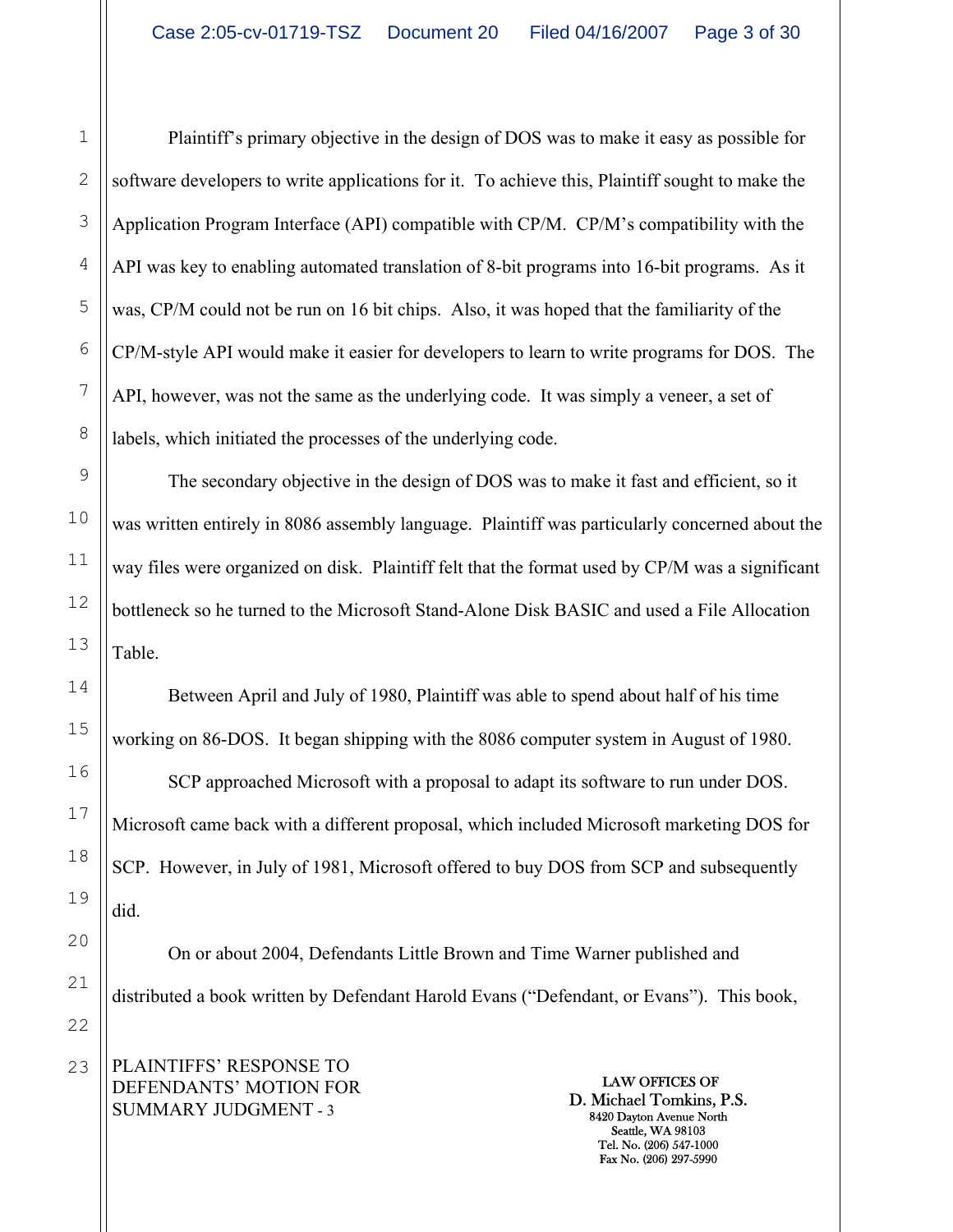Plaintiff's primary objective in the design of DOS was to make it easy as possible for software developers to write applications for it. To achieve this, Plaintiff sought to make the Application Program Interface (API) compatible with CP/M. CP/M's compatibility with the API was key to enabling automated translation of 8-bit programs into 16-bit programs. As it was, CP/M could not be run on 16 bit chips. Also, it was hoped that the familiarity of the CP/M-style API would make it easier for developers to learn to write programs for DOS. The API, however, was not the same as the underlying code. It was simply a veneer, a set of labels, which initiated the processes of the underlying code.

The secondary objective in the design of DOS was to make it fast and efficient, so it was written entirely in 8086 assembly language. Plaintiff was particularly concerned about the way files were organized on disk. Plaintiff felt that the format used by CP/M was a significant bottleneck so he turned to the Microsoft Stand-Alone Disk BASIC and used a File Allocation Table.

Between April and July of 1980, Plaintiff was able to spend about half of his time working on 86-DOS. It began shipping with the 8086 computer system in August of 1980.

SCP approached Microsoft with a proposal to adapt its software to run under DOS. Microsoft came back with a different proposal, which included Microsoft marketing DOS for SCP. However, in July of 1981, Microsoft offered to buy DOS from SCP and subsequently did.

On or about 2004, Defendants Little Brown and Time Warner published and distributed a book written by Defendant Harold Evans ("Defendant, or Evans"). This book,

PLAINTIFFS' RESPONSE TO DEFENDANTS' MOTION FOR SUMMARY JUDGMENT - 3

LAW OFFICES OF
D. Michael Tomkins, P.S.
8420 Dayton Avenue North
Seattle, WA 98103
Tel. No. (206) 547-1000
Fax No. (206) 297-5990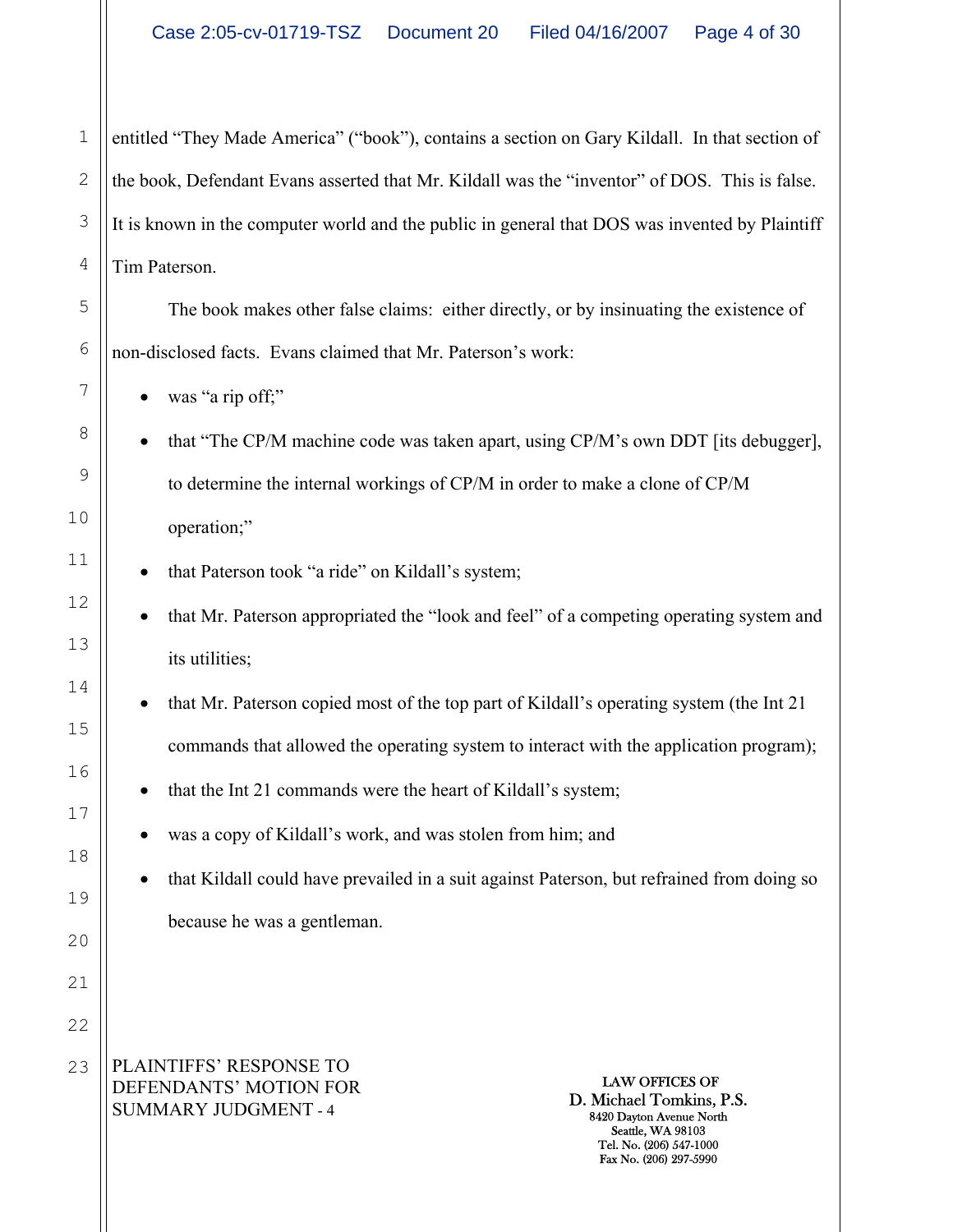entitled "They Made America" ("book"), contains a section on Gary Kildall. In that section of the book, Defendant Evans asserted that Mr. Kildall was the "inventor" of DOS. This is false. It is known in the computer world and the public in general that DOS was invented by Plaintiff Tim Paterson.

The book makes other false claims: either directly, or by insinuating the existence of non-disclosed facts. Evans claimed that Mr. Paterson's work:

- was "a rip off;"
- that "The CP/M machine code was taken apart, using CP/M's own DDT [its debugger], to determine the internal workings of CP/M in order to make a clone of CP/M operation;"
- that Paterson took "a ride" on Kildall's system;
- that Mr. Paterson appropriated the "look and feel" of a competing operating system and its utilities;
- that Mr. Paterson copied most of the top part of Kildall's operating system (the Int 21 commands that allowed the operating system to interact with the application program);
- that the Int 21 commands were the heart of Kildall's system;
- was a copy of Kildall's work, and was stolen from him; and
- that Kildall could have prevailed in a suit against Paterson, but refrained from doing so because he was a gentleman.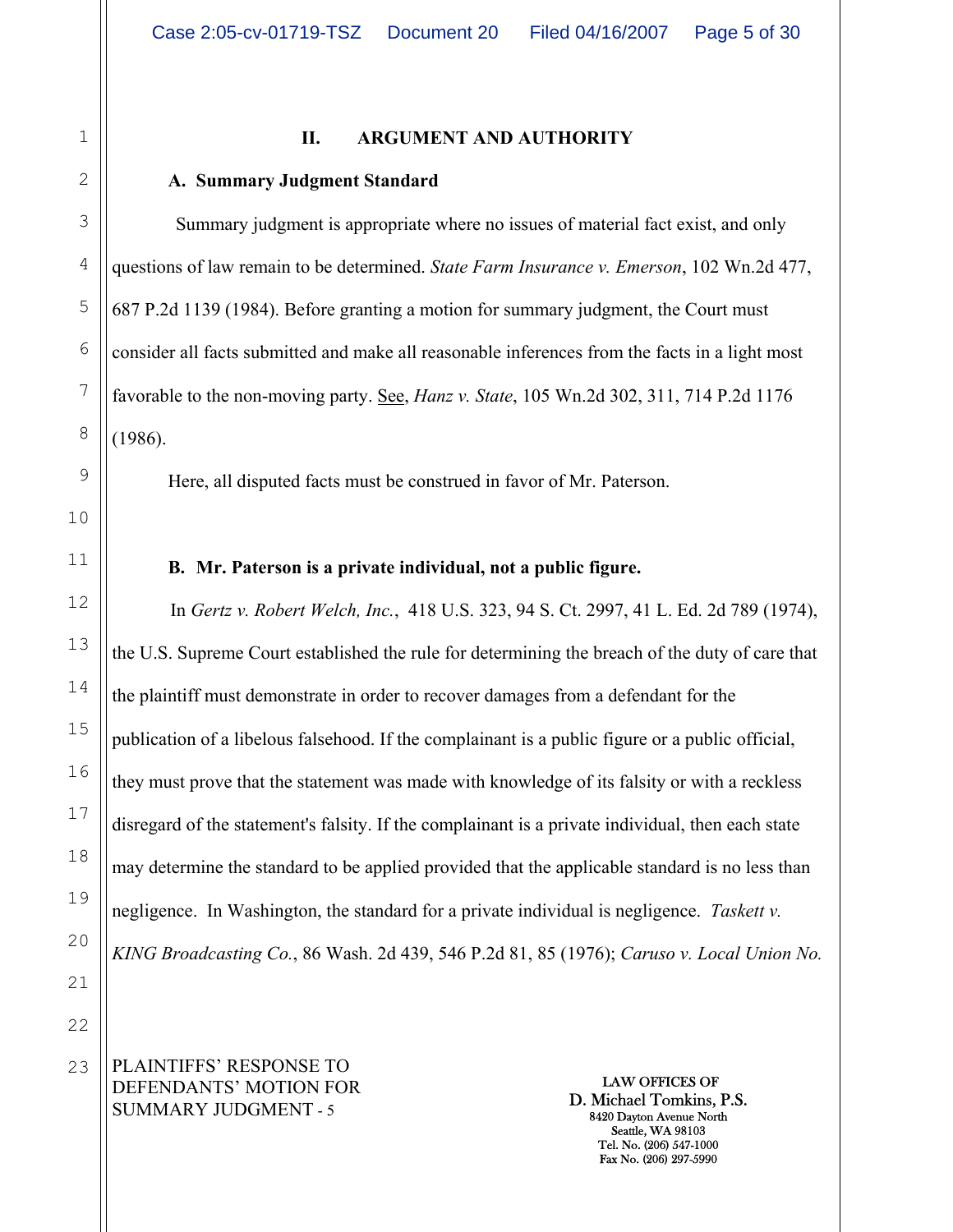## II. ARGUMENT AND AUTHORITY

### A. Summary Judgment Standard

Summary judgment is appropriate where no issues of material fact exist, and only questions of law remain to be determined. *State Farm Insurance v. Emerson*, 102 Wn.2d 477, 687 P.2d 1139 (1984). Before granting a motion for summary judgment, the Court must consider all facts submitted and make all reasonable inferences from the facts in a light most favorable to the non-moving party. See, *Hanz v. State*, 105 Wn.2d 302, 311, 714 P.2d 1176 (1986).

Here, all disputed facts must be construed in favor of Mr. Paterson.

### B. Mr. Paterson is a private individual, not a public figure.

In *Gertz v. Robert Welch, Inc.*, 418 U.S. 323, 94 S. Ct. 2997, 41 L. Ed. 2d 789 (1974), the U.S. Supreme Court established the rule for determining the breach of the duty of care that the plaintiff must demonstrate in order to recover damages from a defendant for the publication of a libelous falsehood. If the complainant is a public figure or a public official, they must prove that the statement was made with knowledge of its falsity or with a reckless disregard of the statement's falsity. If the complainant is a private individual, then each state may determine the standard to be applied provided that the applicable standard is no less than negligence. In Washington, the standard for a private individual is negligence. *Taskett v. KING Broadcasting Co.*, 86 Wash. 2d 439, 546 P.2d 81, 85 (1976); *Caruso v. Local Union No.*

PLAINTIFFS' RESPONSE TO DEFENDANTS' MOTION FOR SUMMARY JUDGMENT - 5

LAW OFFICES OF
D. Michael Tomkins, P.S.
8420 Dayton Avenue North
Seattle, WA 98103
Tel. No. (206) 547-1000
Fax No. (206) 297-5990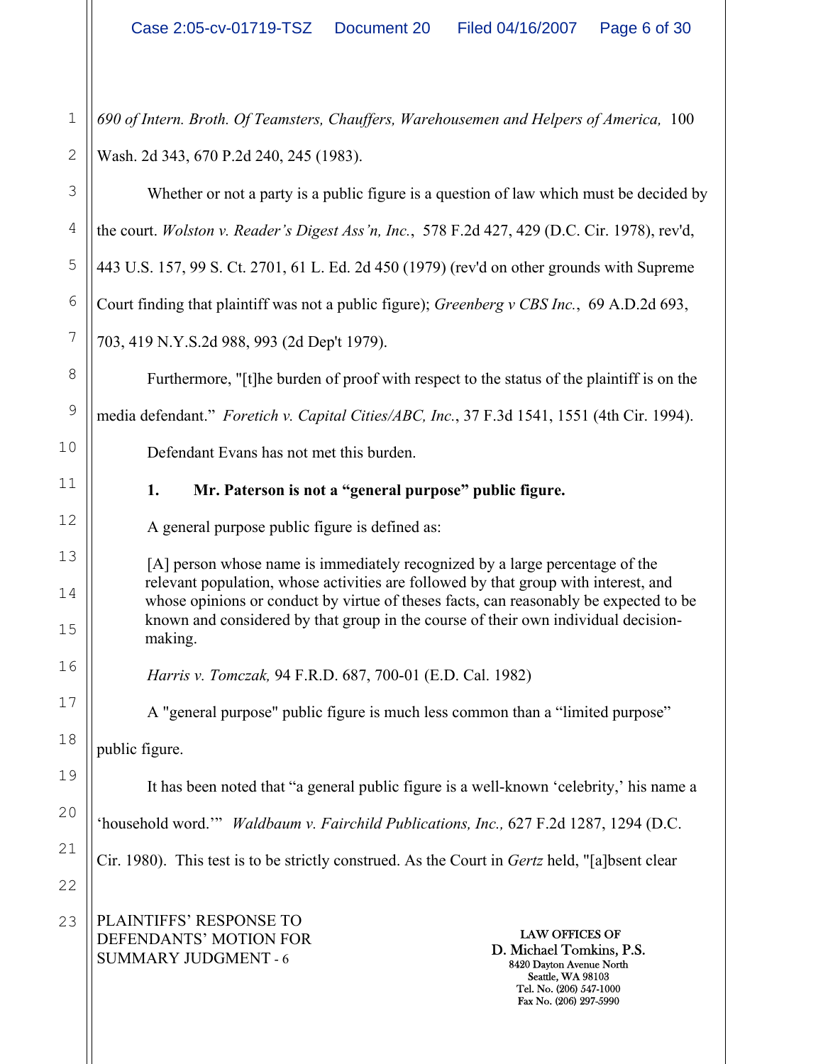*690 of Intern. Broth. Of Teamsters, Chauffers, Warehousemen and Helpers of America,* 100 Wash. 2d 343, 670 P.2d 240, 245 (1983).

Whether or not a party is a public figure is a question of law which must be decided by the court. *Wolston v. Reader's Digest Ass'n, Inc.*, 578 F.2d 427, 429 (D.C. Cir. 1978), rev'd, 443 U.S. 157, 99 S. Ct. 2701, 61 L. Ed. 2d 450 (1979) (rev'd on other grounds with Supreme Court finding that plaintiff was not a public figure); *Greenberg v CBS Inc.*, 69 A.D.2d 693, 703, 419 N.Y.S.2d 988, 993 (2d Dep't 1979).

Furthermore, "[t]he burden of proof with respect to the status of the plaintiff is on the media defendant." *Foretich v. Capital Cities/ABC, Inc.*, 37 F.3d 1541, 1551 (4th Cir. 1994).

Defendant Evans has not met this burden.

**1. Mr. Paterson is not a "general purpose" public figure.**

A general purpose public figure is defined as:

> [A] person whose name is immediately recognized by a large percentage of the relevant population, whose activities are followed by that group with interest, and whose opinions or conduct by virtue of theses facts, can reasonably be expected to be known and considered by that group in the course of their own individual decision-making.

*Harris v. Tomczak,* 94 F.R.D. 687, 700-01 (E.D. Cal. 1982)

A "general purpose" public figure is much less common than a "limited purpose" public figure.

It has been noted that "a general public figure is a well-known 'celebrity,' his name a 'household word.'" *Waldbaum v. Fairchild Publications, Inc.,* 627 F.2d 1287, 1294 (D.C. Cir. 1980). This test is to be strictly construed. As the Court in *Gertz* held, "[a]bsent clear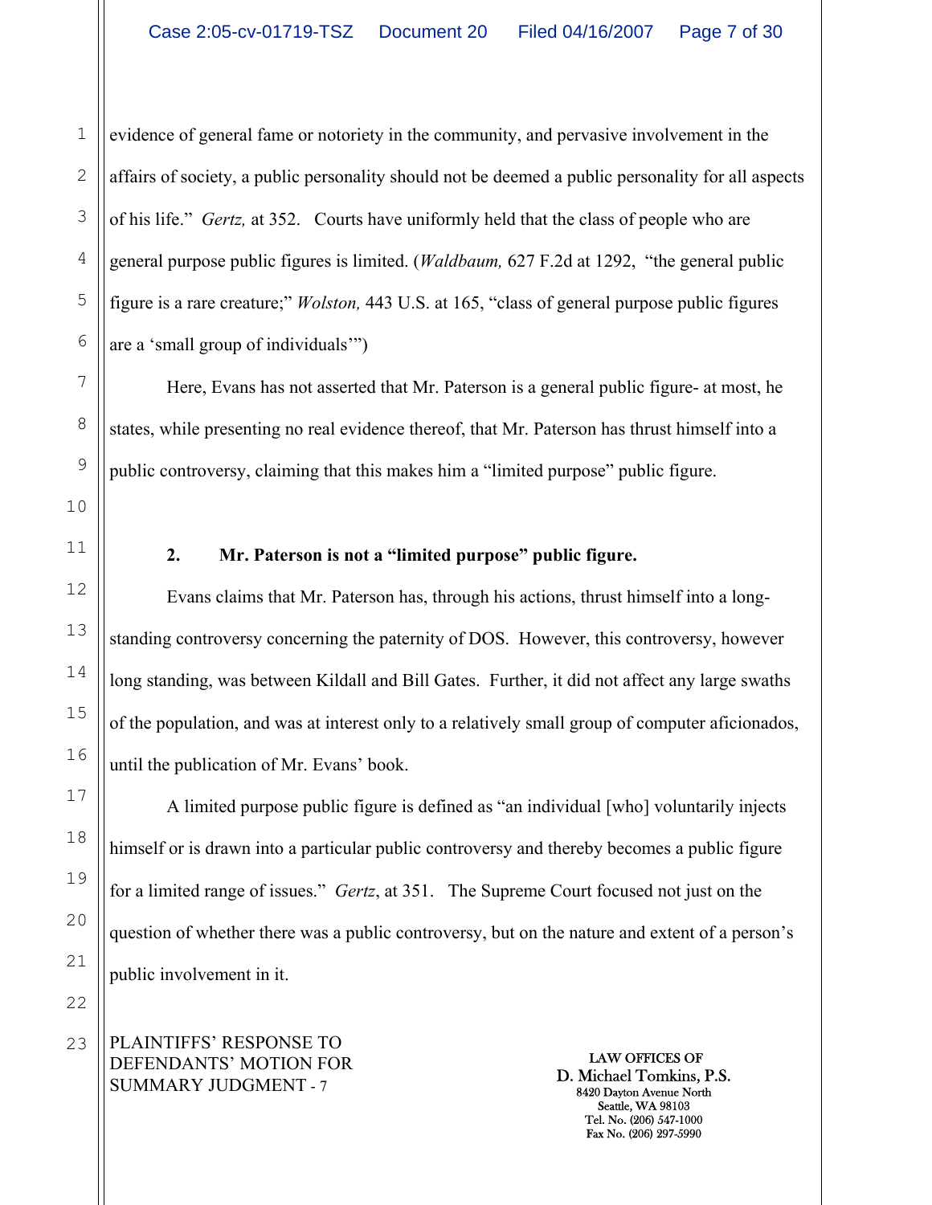evidence of general fame or notoriety in the community, and pervasive involvement in the affairs of society, a public personality should not be deemed a public personality for all aspects of his life." *Gertz,* at 352. Courts have uniformly held that the class of people who are general purpose public figures is limited. (*Waldbaum,* 627 F.2d at 1292, "the general public figure is a rare creature;" *Wolston,* 443 U.S. at 165, "class of general purpose public figures are a 'small group of individuals'")

Here, Evans has not asserted that Mr. Paterson is a general public figure- at most, he states, while presenting no real evidence thereof, that Mr. Paterson has thrust himself into a public controversy, claiming that this makes him a "limited purpose" public figure.

**2. Mr. Paterson is not a "limited purpose" public figure.**

Evans claims that Mr. Paterson has, through his actions, thrust himself into a long-standing controversy concerning the paternity of DOS. However, this controversy, however long standing, was between Kildall and Bill Gates. Further, it did not affect any large swaths of the population, and was at interest only to a relatively small group of computer aficionados, until the publication of Mr. Evans' book.

A limited purpose public figure is defined as "an individual [who] voluntarily injects himself or is drawn into a particular public controversy and thereby becomes a public figure for a limited range of issues." *Gertz*, at 351. The Supreme Court focused not just on the question of whether there was a public controversy, but on the nature and extent of a person's public involvement in it.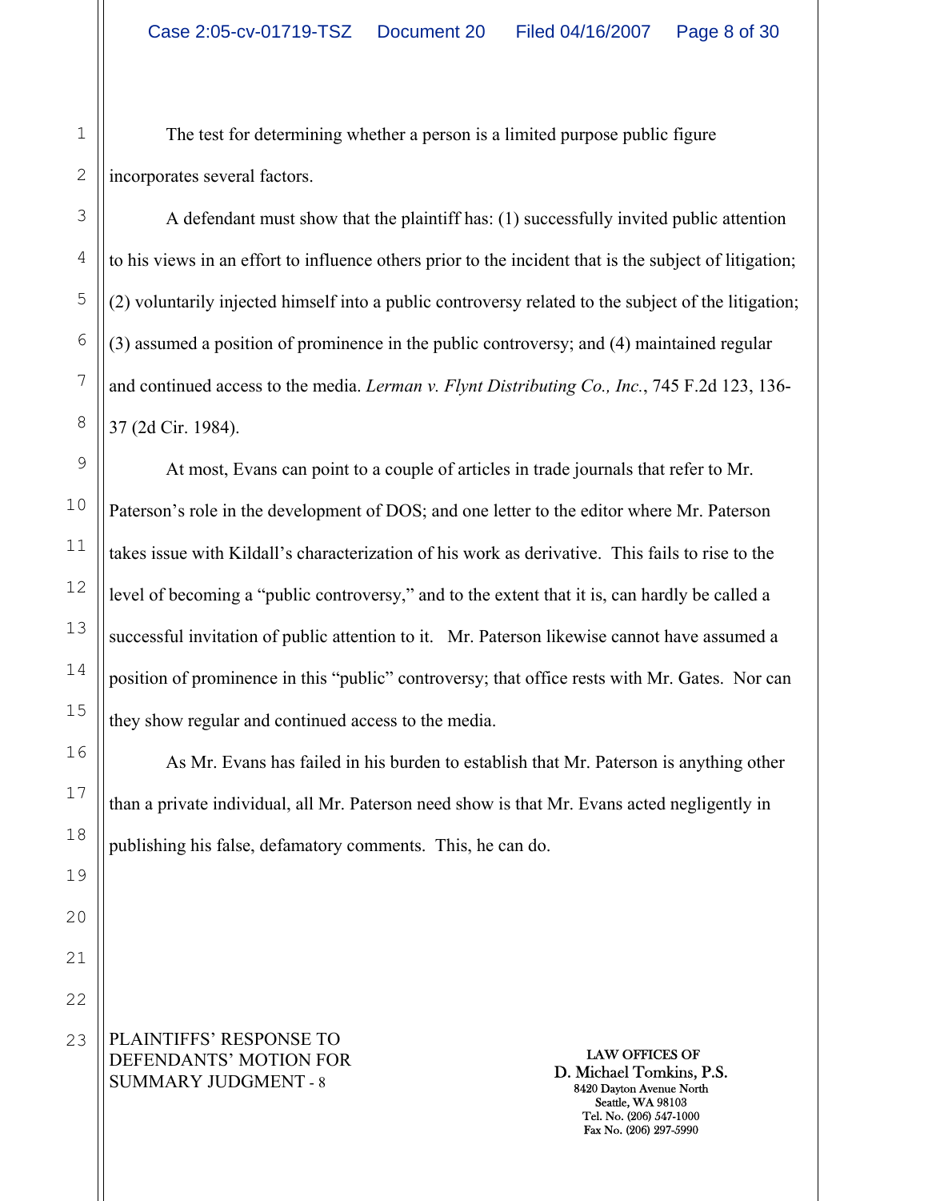The test for determining whether a person is a limited purpose public figure incorporates several factors.

A defendant must show that the plaintiff has: (1) successfully invited public attention to his views in an effort to influence others prior to the incident that is the subject of litigation; (2) voluntarily injected himself into a public controversy related to the subject of the litigation; (3) assumed a position of prominence in the public controversy; and (4) maintained regular and continued access to the media. *Lerman v. Flynt Distributing Co., Inc.*, 745 F.2d 123, 136-37 (2d Cir. 1984).

At most, Evans can point to a couple of articles in trade journals that refer to Mr. Paterson's role in the development of DOS; and one letter to the editor where Mr. Paterson takes issue with Kildall's characterization of his work as derivative. This fails to rise to the level of becoming a "public controversy," and to the extent that it is, can hardly be called a successful invitation of public attention to it. Mr. Paterson likewise cannot have assumed a position of prominence in this "public" controversy; that office rests with Mr. Gates. Nor can they show regular and continued access to the media.

As Mr. Evans has failed in his burden to establish that Mr. Paterson is anything other than a private individual, all Mr. Paterson need show is that Mr. Evans acted negligently in publishing his false, defamatory comments. This, he can do.

PLAINTIFFS' RESPONSE TO DEFENDANTS' MOTION FOR SUMMARY JUDGMENT - 8

LAW OFFICES OF
D. Michael Tomkins, P.S.
8420 Dayton Avenue North
Seattle, WA 98103
Tel. No. (206) 547-1000
Fax No. (206) 297-5990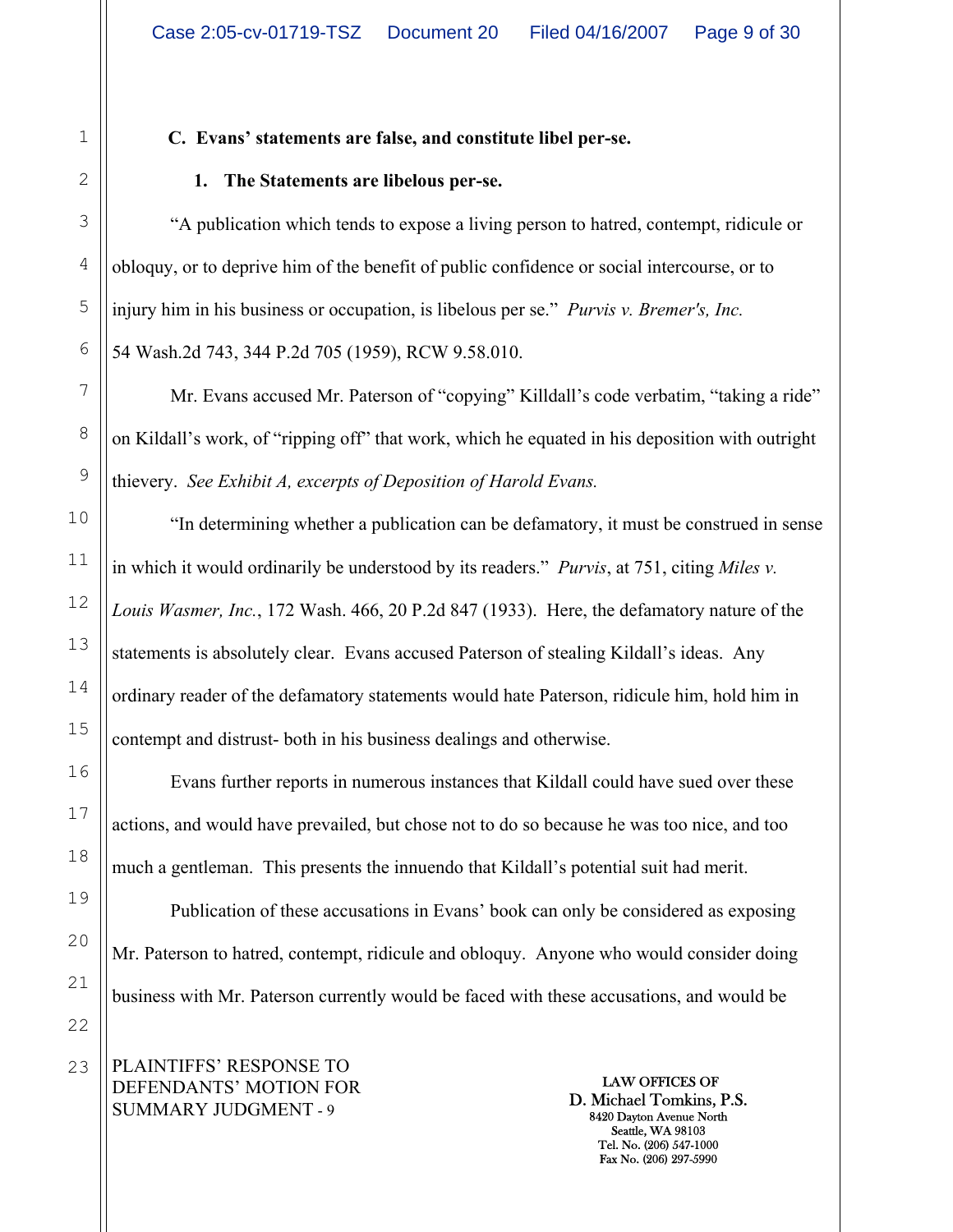### C. Evans' statements are false, and constitute libel per-se.

#### 1. The Statements are libelous per-se.

"A publication which tends to expose a living person to hatred, contempt, ridicule or obloquy, or to deprive him of the benefit of public confidence or social intercourse, or to injury him in his business or occupation, is libelous per se." *Purvis v. Bremer's, Inc.* 54 Wash.2d 743, 344 P.2d 705 (1959), RCW 9.58.010.

Mr. Evans accused Mr. Paterson of "copying" Killdall's code verbatim, "taking a ride" on Kildall's work, of "ripping off" that work, which he equated in his deposition with outright thievery. *See Exhibit A, excerpts of Deposition of Harold Evans.*

"In determining whether a publication can be defamatory, it must be construed in sense in which it would ordinarily be understood by its readers." *Purvis*, at 751, citing *Miles v. Louis Wasmer, Inc.*, 172 Wash. 466, 20 P.2d 847 (1933). Here, the defamatory nature of the statements is absolutely clear. Evans accused Paterson of stealing Kildall's ideas. Any ordinary reader of the defamatory statements would hate Paterson, ridicule him, hold him in contempt and distrust- both in his business dealings and otherwise.

Evans further reports in numerous instances that Kildall could have sued over these actions, and would have prevailed, but chose not to do so because he was too nice, and too much a gentleman. This presents the innuendo that Kildall's potential suit had merit.

Publication of these accusations in Evans' book can only be considered as exposing Mr. Paterson to hatred, contempt, ridicule and obloquy. Anyone who would consider doing business with Mr. Paterson currently would be faced with these accusations, and would be

PLAINTIFFS' RESPONSE TO DEFENDANTS' MOTION FOR SUMMARY JUDGMENT - 9

LAW OFFICES OF
D. Michael Tomkins, P.S.
8420 Dayton Avenue North
Seattle, WA 98103
Tel. No. (206) 547-1000
Fax No. (206) 297-5990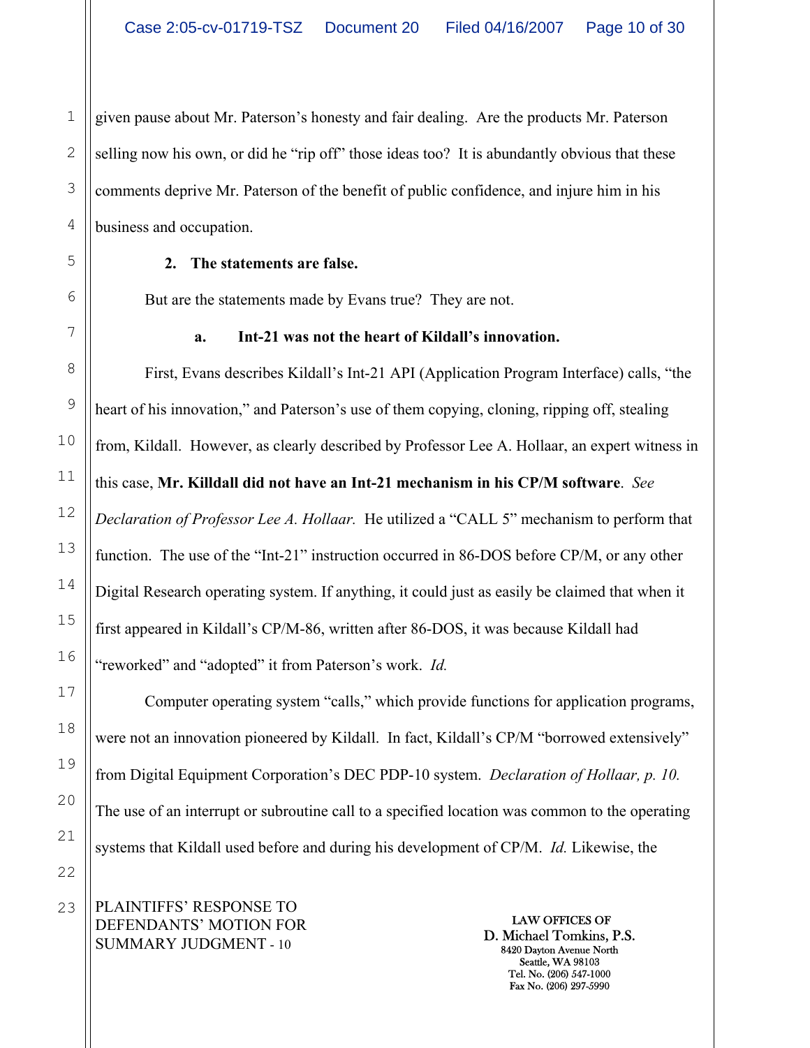given pause about Mr. Paterson's honesty and fair dealing. Are the products Mr. Paterson selling now his own, or did he "rip off" those ideas too? It is abundantly obvious that these comments deprive Mr. Paterson of the benefit of public confidence, and injure him in his business and occupation.

**2. The statements are false.**

But are the statements made by Evans true? They are not.

**a. Int-21 was not the heart of Kildall's innovation.**

First, Evans describes Kildall's Int-21 API (Application Program Interface) calls, "the heart of his innovation," and Paterson's use of them copying, cloning, ripping off, stealing from, Kildall. However, as clearly described by Professor Lee A. Hollaar, an expert witness in this case, **Mr. Killdall did not have an Int-21 mechanism in his CP/M software**. *See Declaration of Professor Lee A. Hollaar.* He utilized a "CALL 5" mechanism to perform that function. The use of the "Int-21" instruction occurred in 86-DOS before CP/M, or any other Digital Research operating system. If anything, it could just as easily be claimed that when it first appeared in Kildall's CP/M-86, written after 86-DOS, it was because Kildall had "reworked" and "adopted" it from Paterson's work. *Id.*

Computer operating system "calls," which provide functions for application programs, were not an innovation pioneered by Kildall. In fact, Kildall's CP/M "borrowed extensively" from Digital Equipment Corporation's DEC PDP-10 system. *Declaration of Hollaar, p. 10.* The use of an interrupt or subroutine call to a specified location was common to the operating systems that Kildall used before and during his development of CP/M. *Id.* Likewise, the

PLAINTIFFS' RESPONSE TO DEFENDANTS' MOTION FOR SUMMARY JUDGMENT - 10

LAW OFFICES OF
D. Michael Tomkins, P.S.
8420 Dayton Avenue North
Seattle, WA 98103
Tel. No. (206) 547-1000
Fax No. (206) 297-5990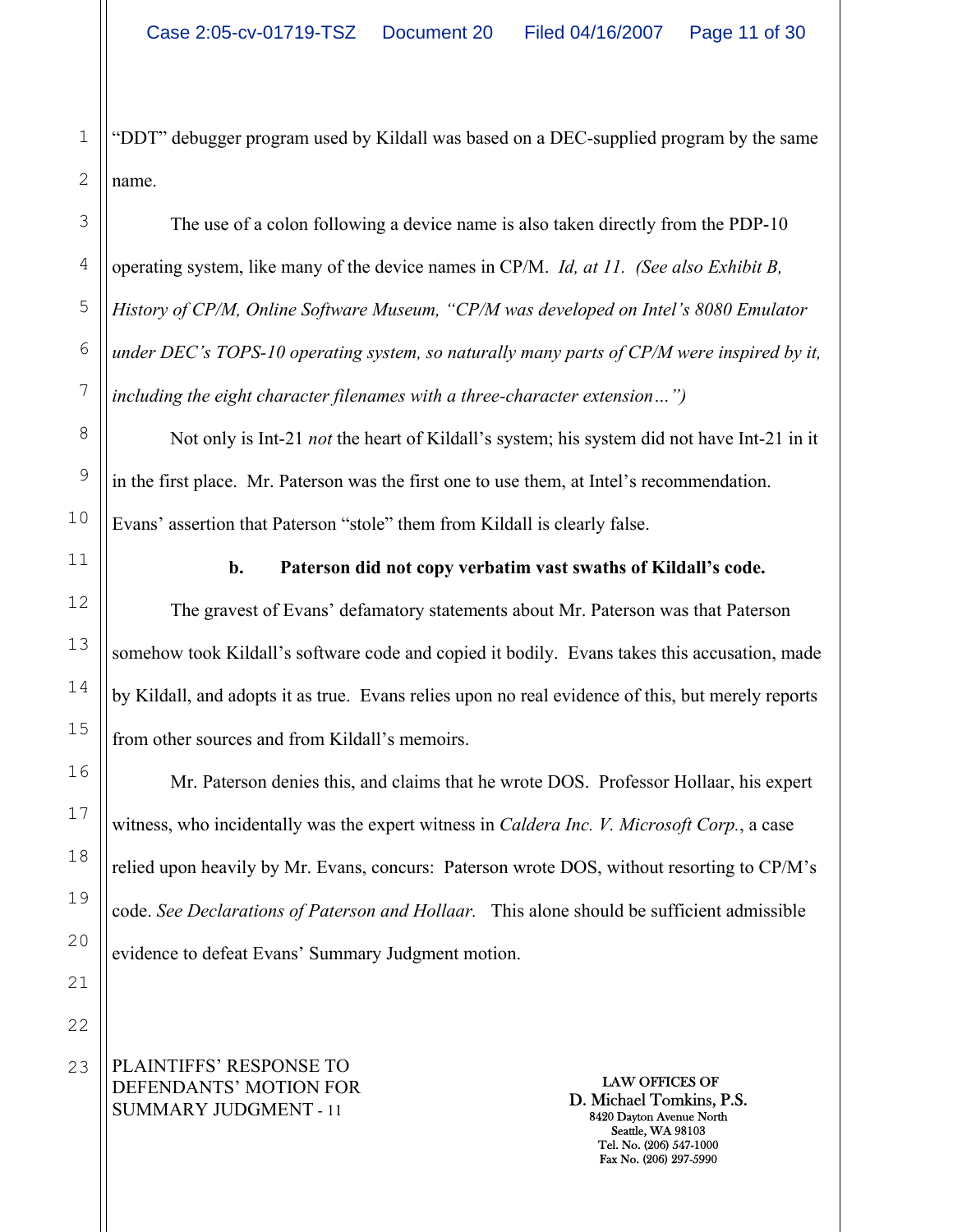"DDT" debugger program used by Kildall was based on a DEC-supplied program by the same name.

The use of a colon following a device name is also taken directly from the PDP-10 operating system, like many of the device names in CP/M. *Id, at 11. (See also Exhibit B, History of CP/M, Online Software Museum, "CP/M was developed on Intel's 8080 Emulator under DEC's TOPS-10 operating system, so naturally many parts of CP/M were inspired by it, including the eight character filenames with a three-character extension…")*

Not only is Int-21 *not* the heart of Kildall's system; his system did not have Int-21 in it in the first place. Mr. Paterson was the first one to use them, at Intel's recommendation. Evans' assertion that Paterson "stole" them from Kildall is clearly false.

**b. Paterson did not copy verbatim vast swaths of Kildall's code.**

The gravest of Evans' defamatory statements about Mr. Paterson was that Paterson somehow took Kildall's software code and copied it bodily. Evans takes this accusation, made by Kildall, and adopts it as true. Evans relies upon no real evidence of this, but merely reports from other sources and from Kildall's memoirs.

Mr. Paterson denies this, and claims that he wrote DOS. Professor Hollaar, his expert witness, who incidentally was the expert witness in *Caldera Inc. V. Microsoft Corp.*, a case relied upon heavily by Mr. Evans, concurs: Paterson wrote DOS, without resorting to CP/M's code. *See Declarations of Paterson and Hollaar.* This alone should be sufficient admissible evidence to defeat Evans' Summary Judgment motion.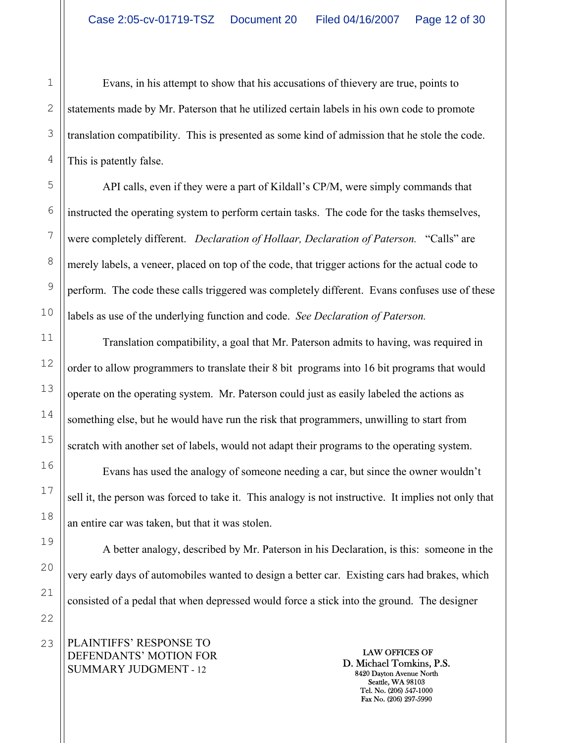Evans, in his attempt to show that his accusations of thievery are true, points to statements made by Mr. Paterson that he utilized certain labels in his own code to promote translation compatibility. This is presented as some kind of admission that he stole the code. This is patently false.

API calls, even if they were a part of Kildall's CP/M, were simply commands that instructed the operating system to perform certain tasks. The code for the tasks themselves, were completely different. *Declaration of Hollaar, Declaration of Paterson.* "Calls" are merely labels, a veneer, placed on top of the code, that trigger actions for the actual code to perform. The code these calls triggered was completely different. Evans confuses use of these labels as use of the underlying function and code. *See Declaration of Paterson.*

Translation compatibility, a goal that Mr. Paterson admits to having, was required in order to allow programmers to translate their 8 bit programs into 16 bit programs that would operate on the operating system. Mr. Paterson could just as easily labeled the actions as something else, but he would have run the risk that programmers, unwilling to start from scratch with another set of labels, would not adapt their programs to the operating system.

Evans has used the analogy of someone needing a car, but since the owner wouldn't sell it, the person was forced to take it. This analogy is not instructive. It implies not only that an entire car was taken, but that it was stolen.

A better analogy, described by Mr. Paterson in his Declaration, is this: someone in the very early days of automobiles wanted to design a better car. Existing cars had brakes, which consisted of a pedal that when depressed would force a stick into the ground. The designer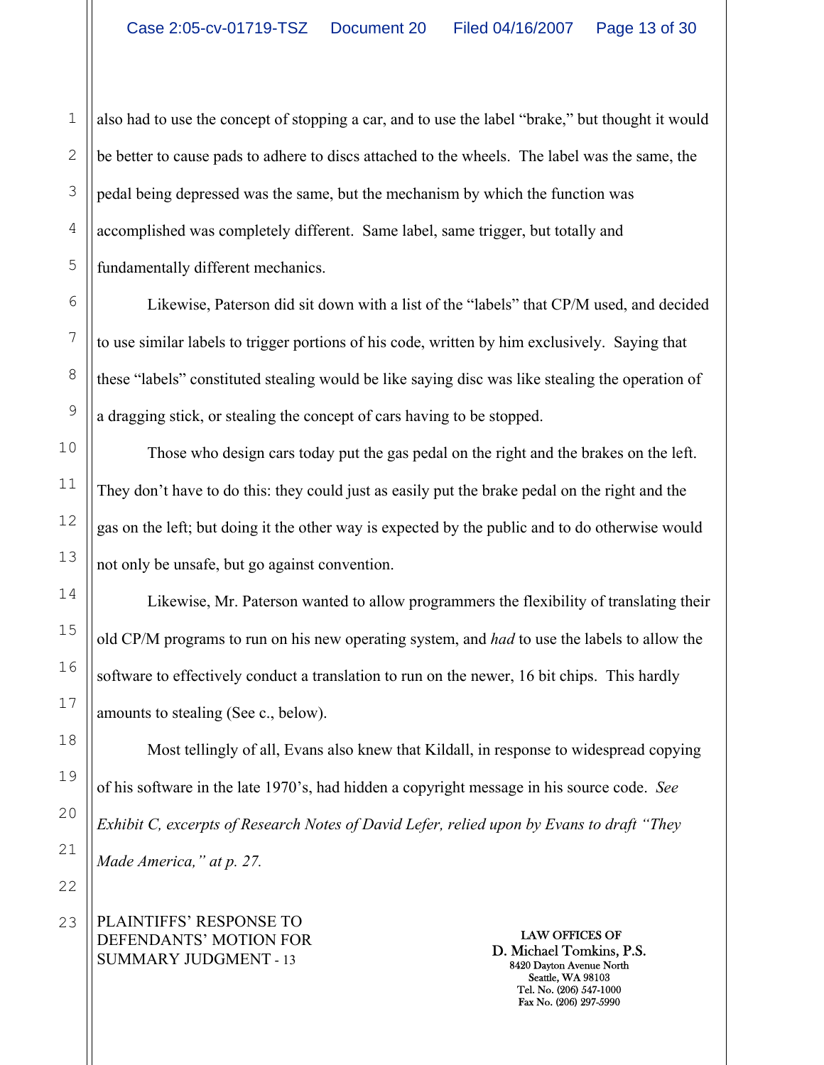also had to use the concept of stopping a car, and to use the label "brake," but thought it would be better to cause pads to adhere to discs attached to the wheels. The label was the same, the pedal being depressed was the same, but the mechanism by which the function was accomplished was completely different. Same label, same trigger, but totally and fundamentally different mechanics.

Likewise, Paterson did sit down with a list of the "labels" that CP/M used, and decided to use similar labels to trigger portions of his code, written by him exclusively. Saying that these "labels" constituted stealing would be like saying disc was like stealing the operation of a dragging stick, or stealing the concept of cars having to be stopped.

Those who design cars today put the gas pedal on the right and the brakes on the left. They don't have to do this: they could just as easily put the brake pedal on the right and the gas on the left; but doing it the other way is expected by the public and to do otherwise would not only be unsafe, but go against convention.

Likewise, Mr. Paterson wanted to allow programmers the flexibility of translating their old CP/M programs to run on his new operating system, and *had* to use the labels to allow the software to effectively conduct a translation to run on the newer, 16 bit chips. This hardly amounts to stealing (See c., below).

Most tellingly of all, Evans also knew that Kildall, in response to widespread copying of his software in the late 1970's, had hidden a copyright message in his source code. *See Exhibit C, excerpts of Research Notes of David Lefer, relied upon by Evans to draft "They Made America," at p. 27.*

PLAINTIFFS' RESPONSE TO DEFENDANTS' MOTION FOR SUMMARY JUDGMENT - 13

LAW OFFICES OF
D. Michael Tomkins, P.S.
8420 Dayton Avenue North
Seattle, WA 98103
Tel. No. (206) 547-1000
Fax No. (206) 297-5990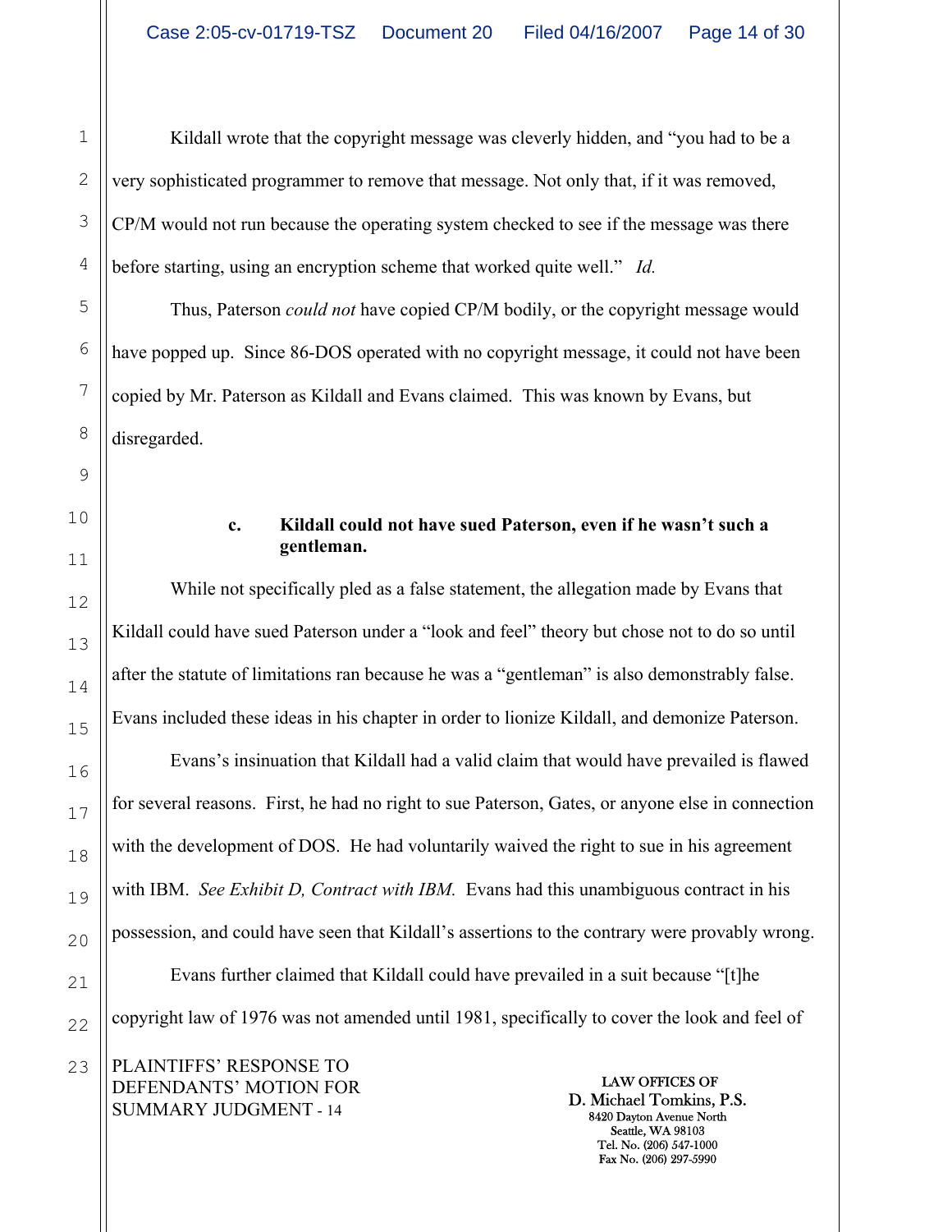Kildall wrote that the copyright message was cleverly hidden, and "you had to be a very sophisticated programmer to remove that message. Not only that, if it was removed, CP/M would not run because the operating system checked to see if the message was there before starting, using an encryption scheme that worked quite well." *Id.*

Thus, Paterson *could not* have copied CP/M bodily, or the copyright message would have popped up. Since 86-DOS operated with no copyright message, it could not have been copied by Mr. Paterson as Kildall and Evans claimed. This was known by Evans, but disregarded.

**c. Kildall could not have sued Paterson, even if he wasn't such a gentleman.**

While not specifically pled as a false statement, the allegation made by Evans that Kildall could have sued Paterson under a "look and feel" theory but chose not to do so until after the statute of limitations ran because he was a "gentleman" is also demonstrably false. Evans included these ideas in his chapter in order to lionize Kildall, and demonize Paterson.

Evans's insinuation that Kildall had a valid claim that would have prevailed is flawed for several reasons. First, he had no right to sue Paterson, Gates, or anyone else in connection with the development of DOS. He had voluntarily waived the right to sue in his agreement with IBM. *See Exhibit D, Contract with IBM.* Evans had this unambiguous contract in his possession, and could have seen that Kildall's assertions to the contrary were provably wrong.

Evans further claimed that Kildall could have prevailed in a suit because "[t]he copyright law of 1976 was not amended until 1981, specifically to cover the look and feel of

PLAINTIFFS' RESPONSE TO DEFENDANTS' MOTION FOR SUMMARY JUDGMENT - 14

LAW OFFICES OF
D. Michael Tomkins, P.S.
8420 Dayton Avenue North
Seattle, WA 98103
Tel. No. (206) 547-1000
Fax No. (206) 297-5990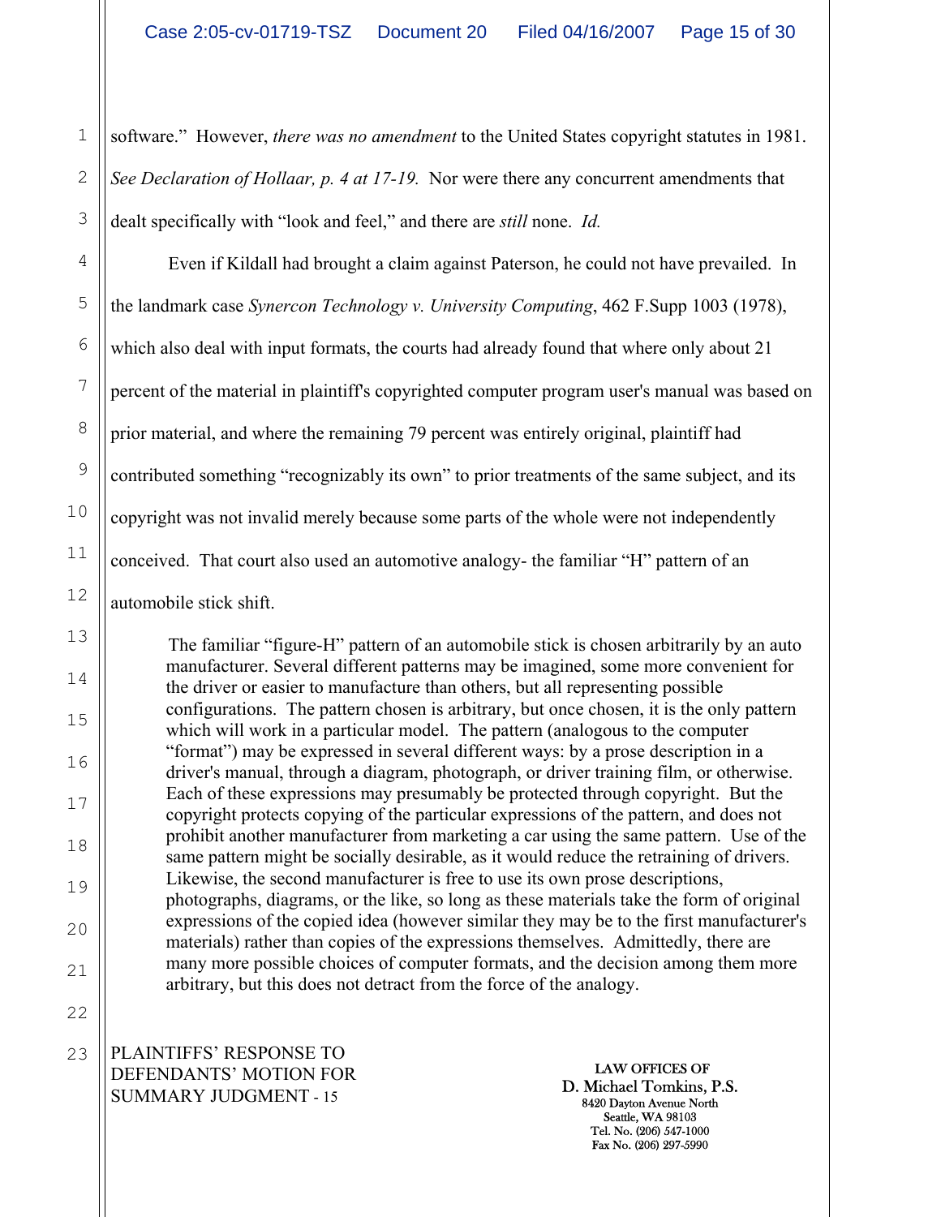software." However, *there was no amendment* to the United States copyright statutes in 1981. *See Declaration of Hollaar, p. 4 at 17-19.* Nor were there any concurrent amendments that dealt specifically with "look and feel," and there are *still* none. *Id.*

Even if Kildall had brought a claim against Paterson, he could not have prevailed. In the landmark case *Synercon Technology v. University Computing*, 462 F.Supp 1003 (1978), which also deal with input formats, the courts had already found that where only about 21 percent of the material in plaintiff's copyrighted computer program user's manual was based on prior material, and where the remaining 79 percent was entirely original, plaintiff had contributed something "recognizably its own" to prior treatments of the same subject, and its copyright was not invalid merely because some parts of the whole were not independently conceived. That court also used an automotive analogy- the familiar "H" pattern of an automobile stick shift.

> The familiar "figure-H" pattern of an automobile stick is chosen arbitrarily by an auto manufacturer. Several different patterns may be imagined, some more convenient for the driver or easier to manufacture than others, but all representing possible configurations. The pattern chosen is arbitrary, but once chosen, it is the only pattern which will work in a particular model. The pattern (analogous to the computer "format") may be expressed in several different ways: by a prose description in a driver's manual, through a diagram, photograph, or driver training film, or otherwise. Each of these expressions may presumably be protected through copyright. But the copyright protects copying of the particular expressions of the pattern, and does not prohibit another manufacturer from marketing a car using the same pattern. Use of the same pattern might be socially desirable, as it would reduce the retraining of drivers. Likewise, the second manufacturer is free to use its own prose descriptions, photographs, diagrams, or the like, so long as these materials take the form of original expressions of the copied idea (however similar they may be to the first manufacturer's materials) rather than copies of the expressions themselves. Admittedly, there are many more possible choices of computer formats, and the decision among them more arbitrary, but this does not detract from the force of the analogy.

PLAINTIFFS' RESPONSE TO DEFENDANTS' MOTION FOR SUMMARY JUDGMENT - 15

LAW OFFICES OF
D. Michael Tomkins, P.S.
8420 Dayton Avenue North
Seattle, WA 98103
Tel. No. (206) 547-1000
Fax No. (206) 297-5990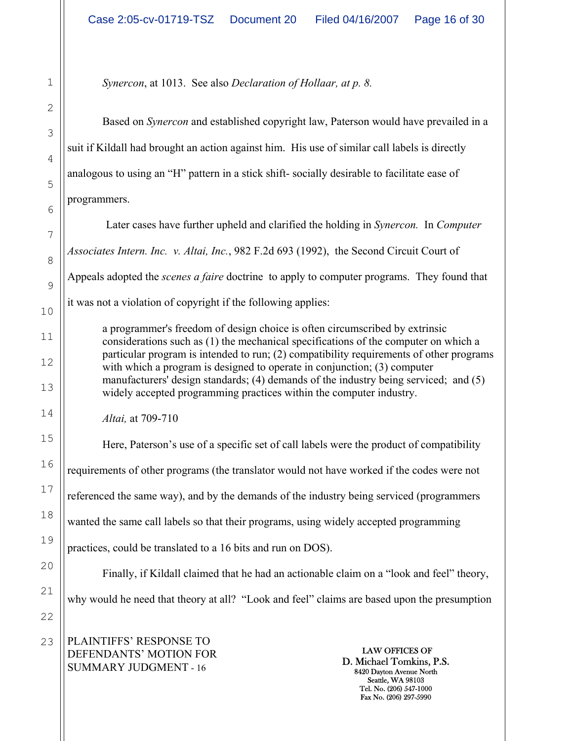*Synercon*, at 1013. See also *Declaration of Hollaar, at p. 8.*

Based on *Synercon* and established copyright law, Paterson would have prevailed in a suit if Kildall had brought an action against him. His use of similar call labels is directly analogous to using an "H" pattern in a stick shift- socially desirable to facilitate ease of programmers.

Later cases have further upheld and clarified the holding in *Synercon.* In *Computer Associates Intern. Inc. v. Altai, Inc.*, 982 F.2d 693 (1992), the Second Circuit Court of Appeals adopted the *scenes a faire* doctrine to apply to computer programs. They found that it was not a violation of copyright if the following applies:

> a programmer's freedom of design choice is often circumscribed by extrinsic considerations such as (1) the mechanical specifications of the computer on which a particular program is intended to run; (2) compatibility requirements of other programs with which a program is designed to operate in conjunction; (3) computer manufacturers' design standards; (4) demands of the industry being serviced; and (5) widely accepted programming practices within the computer industry.
>
> *Altai,* at 709-710

Here, Paterson's use of a specific set of call labels were the product of compatibility requirements of other programs (the translator would not have worked if the codes were not referenced the same way), and by the demands of the industry being serviced (programmers wanted the same call labels so that their programs, using widely accepted programming practices, could be translated to a 16 bits and run on DOS).

Finally, if Kildall claimed that he had an actionable claim on a "look and feel" theory, why would he need that theory at all? "Look and feel" claims are based upon the presumption

PLAINTIFFS' RESPONSE TO DEFENDANTS' MOTION FOR SUMMARY JUDGMENT - 16

LAW OFFICES OF
D. Michael Tomkins, P.S.
8420 Dayton Avenue North
Seattle, WA 98103
Tel. No. (206) 547-1000
Fax No. (206) 297-5990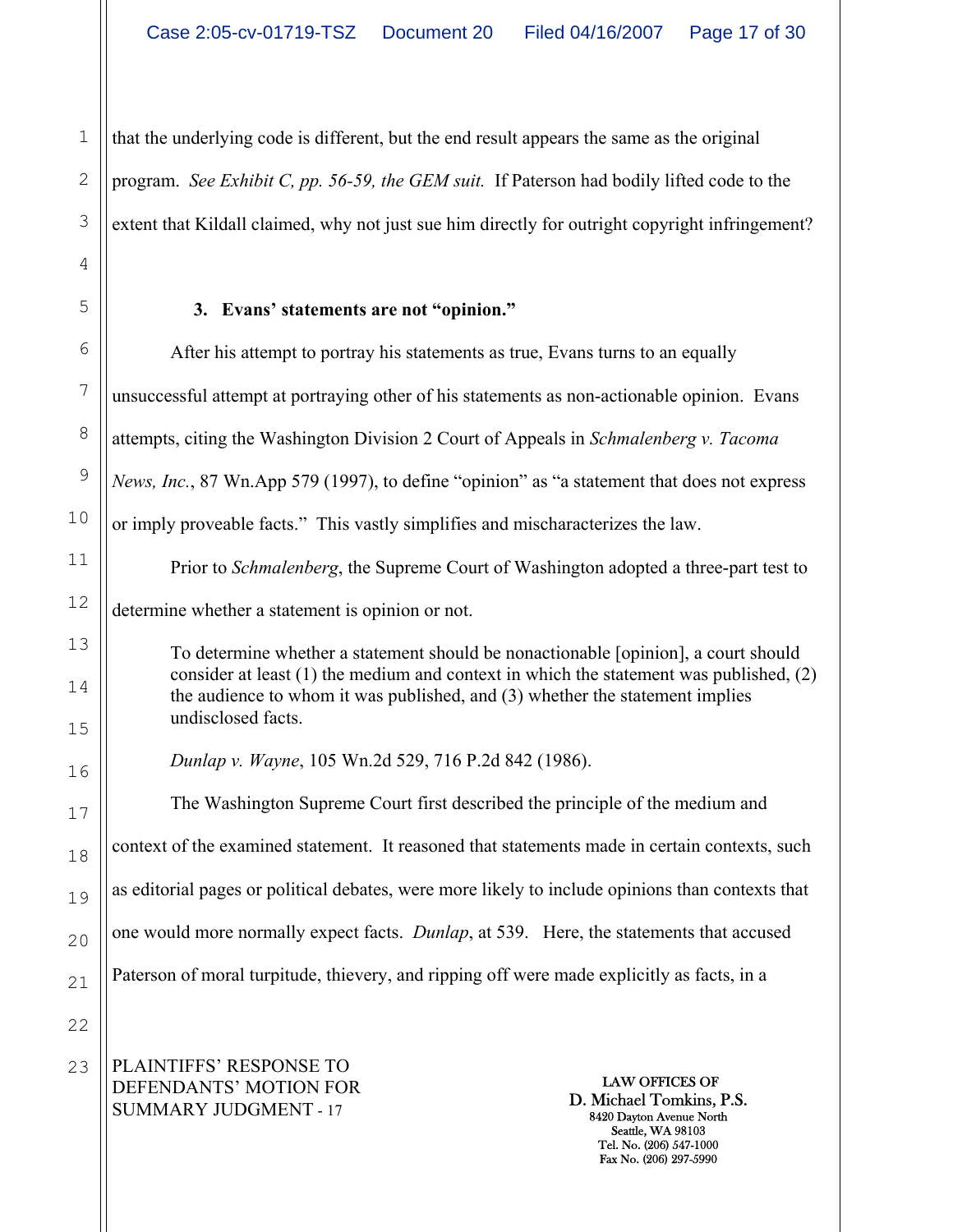that the underlying code is different, but the end result appears the same as the original program. *See Exhibit C, pp. 56-59, the GEM suit.* If Paterson had bodily lifted code to the extent that Kildall claimed, why not just sue him directly for outright copyright infringement?

**3. Evans' statements are not "opinion."**

After his attempt to portray his statements as true, Evans turns to an equally unsuccessful attempt at portraying other of his statements as non-actionable opinion. Evans attempts, citing the Washington Division 2 Court of Appeals in *Schmalenberg v. Tacoma News, Inc.*, 87 Wn.App 579 (1997), to define "opinion" as "a statement that does not express or imply proveable facts." This vastly simplifies and mischaracterizes the law.

Prior to *Schmalenberg*, the Supreme Court of Washington adopted a three-part test to determine whether a statement is opinion or not.

> To determine whether a statement should be nonactionable [opinion], a court should consider at least (1) the medium and context in which the statement was published, (2) the audience to whom it was published, and (3) whether the statement implies undisclosed facts.
>
> *Dunlap v. Wayne*, 105 Wn.2d 529, 716 P.2d 842 (1986).

The Washington Supreme Court first described the principle of the medium and context of the examined statement. It reasoned that statements made in certain contexts, such as editorial pages or political debates, were more likely to include opinions than contexts that one would more normally expect facts. *Dunlap*, at 539. Here, the statements that accused Paterson of moral turpitude, thievery, and ripping off were made explicitly as facts, in a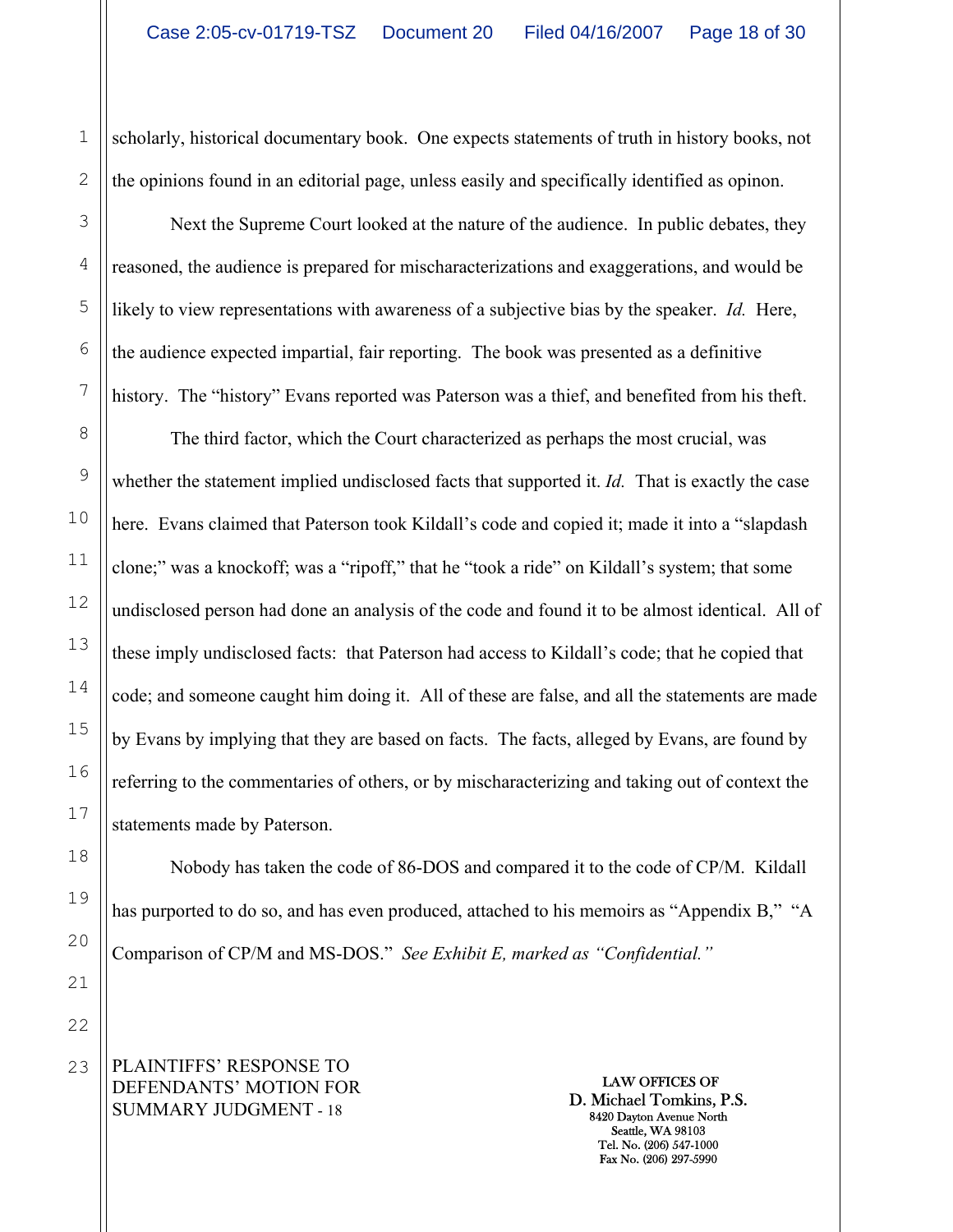scholarly, historical documentary book. One expects statements of truth in history books, not the opinions found in an editorial page, unless easily and specifically identified as opinon.

Next the Supreme Court looked at the nature of the audience. In public debates, they reasoned, the audience is prepared for mischaracterizations and exaggerations, and would be likely to view representations with awareness of a subjective bias by the speaker. *Id.* Here, the audience expected impartial, fair reporting. The book was presented as a definitive history. The "history" Evans reported was Paterson was a thief, and benefited from his theft.

The third factor, which the Court characterized as perhaps the most crucial, was whether the statement implied undisclosed facts that supported it. *Id.* That is exactly the case here. Evans claimed that Paterson took Kildall's code and copied it; made it into a "slapdash clone;" was a knockoff; was a "ripoff," that he "took a ride" on Kildall's system; that some undisclosed person had done an analysis of the code and found it to be almost identical. All of these imply undisclosed facts: that Paterson had access to Kildall's code; that he copied that code; and someone caught him doing it. All of these are false, and all the statements are made by Evans by implying that they are based on facts. The facts, alleged by Evans, are found by referring to the commentaries of others, or by mischaracterizing and taking out of context the statements made by Paterson.

Nobody has taken the code of 86-DOS and compared it to the code of CP/M. Kildall has purported to do so, and has even produced, attached to his memoirs as "Appendix B," "A Comparison of CP/M and MS-DOS." *See Exhibit E, marked as "Confidential."*

PLAINTIFFS' RESPONSE TO DEFENDANTS' MOTION FOR SUMMARY JUDGMENT - 18

LAW OFFICES OF
D. Michael Tomkins, P.S.
8420 Dayton Avenue North
Seattle, WA 98103
Tel. No. (206) 547-1000
Fax No. (206) 297-5990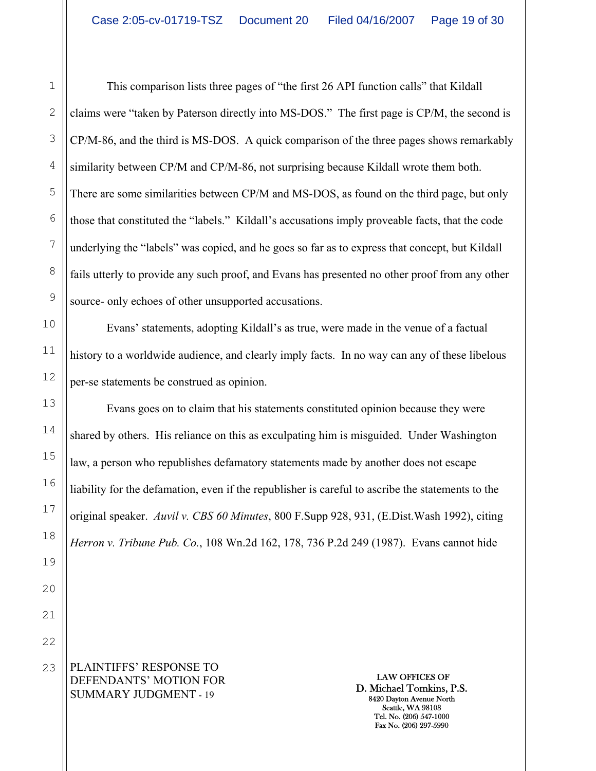This comparison lists three pages of "the first 26 API function calls" that Kildall claims were "taken by Paterson directly into MS-DOS." The first page is CP/M, the second is CP/M-86, and the third is MS-DOS. A quick comparison of the three pages shows remarkably similarity between CP/M and CP/M-86, not surprising because Kildall wrote them both. There are some similarities between CP/M and MS-DOS, as found on the third page, but only those that constituted the "labels." Kildall's accusations imply proveable facts, that the code underlying the "labels" was copied, and he goes so far as to express that concept, but Kildall fails utterly to provide any such proof, and Evans has presented no other proof from any other source- only echoes of other unsupported accusations.

Evans' statements, adopting Kildall's as true, were made in the venue of a factual history to a worldwide audience, and clearly imply facts. In no way can any of these libelous per-se statements be construed as opinion.

Evans goes on to claim that his statements constituted opinion because they were shared by others. His reliance on this as exculpating him is misguided. Under Washington law, a person who republishes defamatory statements made by another does not escape liability for the defamation, even if the republisher is careful to ascribe the statements to the original speaker. *Auvil v. CBS 60 Minutes*, 800 F.Supp 928, 931, (E.Dist.Wash 1992), citing *Herron v. Tribune Pub. Co.*, 108 Wn.2d 162, 178, 736 P.2d 249 (1987). Evans cannot hide

PLAINTIFFS' RESPONSE TO DEFENDANTS' MOTION FOR SUMMARY JUDGMENT - 19

LAW OFFICES OF
D. Michael Tomkins, P.S.
8420 Dayton Avenue North
Seattle, WA 98103
Tel. No. (206) 547-1000
Fax No. (206) 297-5990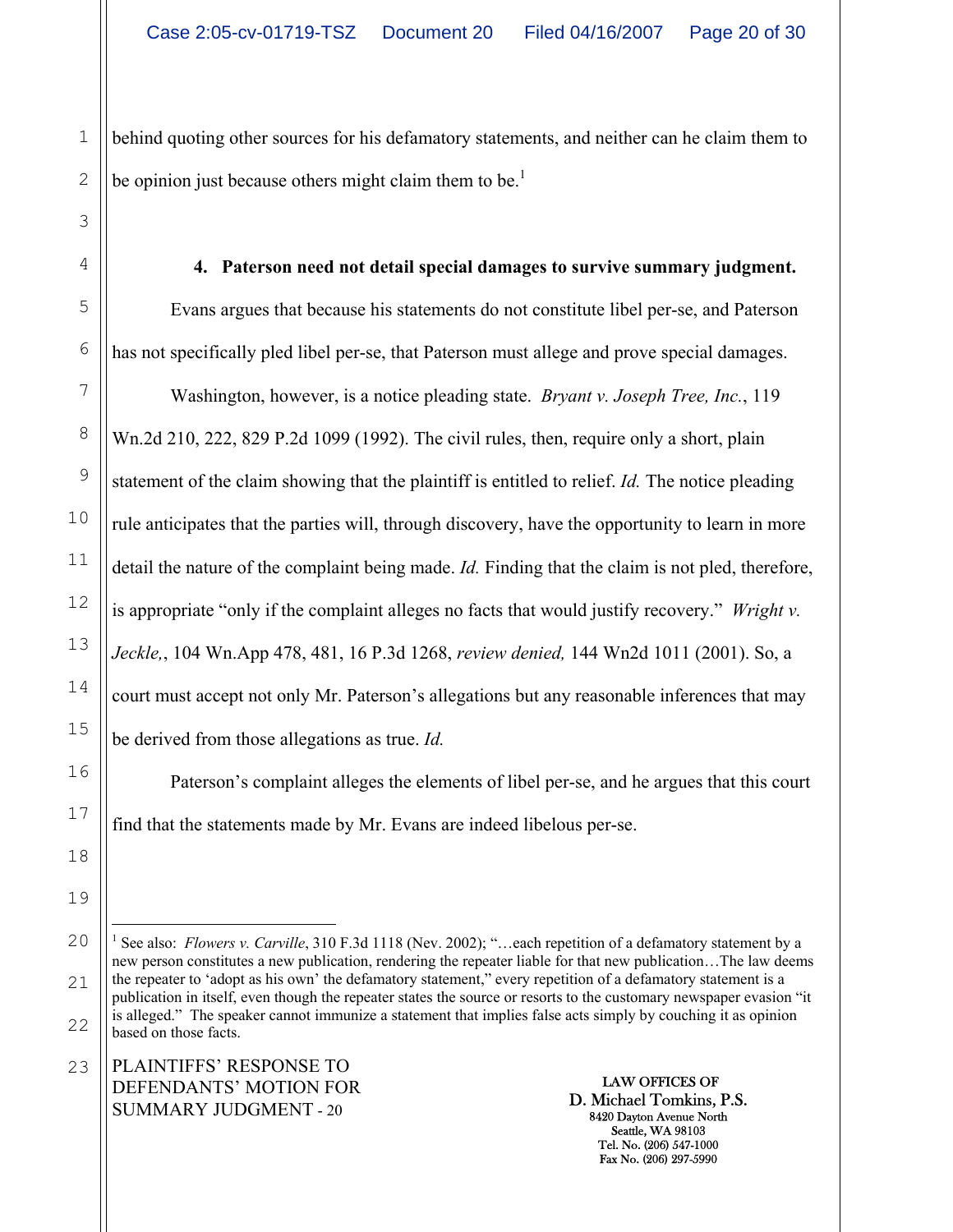behind quoting other sources for his defamatory statements, and neither can he claim them to be opinion just because others might claim them to be.[1]

**4. Paterson need not detail special damages to survive summary judgment.**

Evans argues that because his statements do not constitute libel per-se, and Paterson has not specifically pled libel per-se, that Paterson must allege and prove special damages.

Washington, however, is a notice pleading state. *Bryant v. Joseph Tree, Inc.*, 119 Wn.2d 210, 222, 829 P.2d 1099 (1992). The civil rules, then, require only a short, plain statement of the claim showing that the plaintiff is entitled to relief. *Id.* The notice pleading rule anticipates that the parties will, through discovery, have the opportunity to learn in more detail the nature of the complaint being made. *Id.* Finding that the claim is not pled, therefore, is appropriate "only if the complaint alleges no facts that would justify recovery." *Wright v. Jeckle,*, 104 Wn.App 478, 481, 16 P.3d 1268, *review denied,* 144 Wn2d 1011 (2001). So, a court must accept not only Mr. Paterson's allegations but any reasonable inferences that may be derived from those allegations as true. *Id.*

Paterson's complaint alleges the elements of libel per-se, and he argues that this court find that the statements made by Mr. Evans are indeed libelous per-se.

---

[1] See also: *Flowers v. Carville*, 310 F.3d 1118 (Nev. 2002); "…each repetition of a defamatory statement by a new person constitutes a new publication, rendering the repeater liable for that new publication…The law deems the repeater to 'adopt as his own' the defamatory statement," every repetition of a defamatory statement is a publication in itself, even though the repeater states the source or resorts to the customary newspaper evasion "it is alleged." The speaker cannot immunize a statement that implies false acts simply by couching it as opinion based on those facts.

PLAINTIFFS' RESPONSE TO DEFENDANTS' MOTION FOR SUMMARY JUDGMENT - 20

LAW OFFICES OF
D. Michael Tomkins, P.S.
8420 Dayton Avenue North
Seattle, WA 98103
Tel. No. (206) 547-1000
Fax No. (206) 297-5990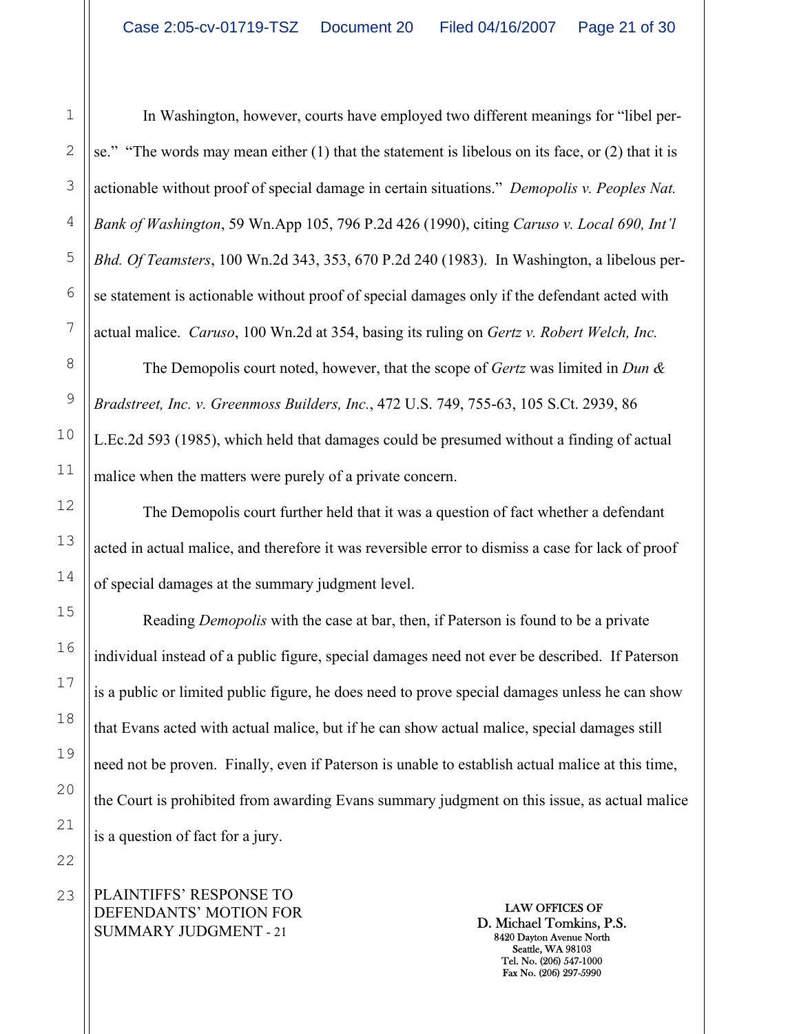In Washington, however, courts have employed two different meanings for "libel per-se." "The words may mean either (1) that the statement is libelous on its face, or (2) that it is actionable without proof of special damage in certain situations." *Demopolis v. Peoples Nat. Bank of Washington*, 59 Wn.App 105, 796 P.2d 426 (1990), citing *Caruso v. Local 690, Int'l Bhd. Of Teamsters*, 100 Wn.2d 343, 353, 670 P.2d 240 (1983). In Washington, a libelous per-se statement is actionable without proof of special damages only if the defendant acted with actual malice. *Caruso*, 100 Wn.2d at 354, basing its ruling on *Gertz v. Robert Welch, Inc.*

The Demopolis court noted, however, that the scope of *Gertz* was limited in *Dun & Bradstreet, Inc. v. Greenmoss Builders, Inc.*, 472 U.S. 749, 755-63, 105 S.Ct. 2939, 86 L.Ec.2d 593 (1985), which held that damages could be presumed without a finding of actual malice when the matters were purely of a private concern.

The Demopolis court further held that it was a question of fact whether a defendant acted in actual malice, and therefore it was reversible error to dismiss a case for lack of proof of special damages at the summary judgment level.

Reading *Demopolis* with the case at bar, then, if Paterson is found to be a private individual instead of a public figure, special damages need not ever be described. If Paterson is a public or limited public figure, he does need to prove special damages unless he can show that Evans acted with actual malice, but if he can show actual malice, special damages still need not be proven. Finally, even if Paterson is unable to establish actual malice at this time, the Court is prohibited from awarding Evans summary judgment on this issue, as actual malice is a question of fact for a jury.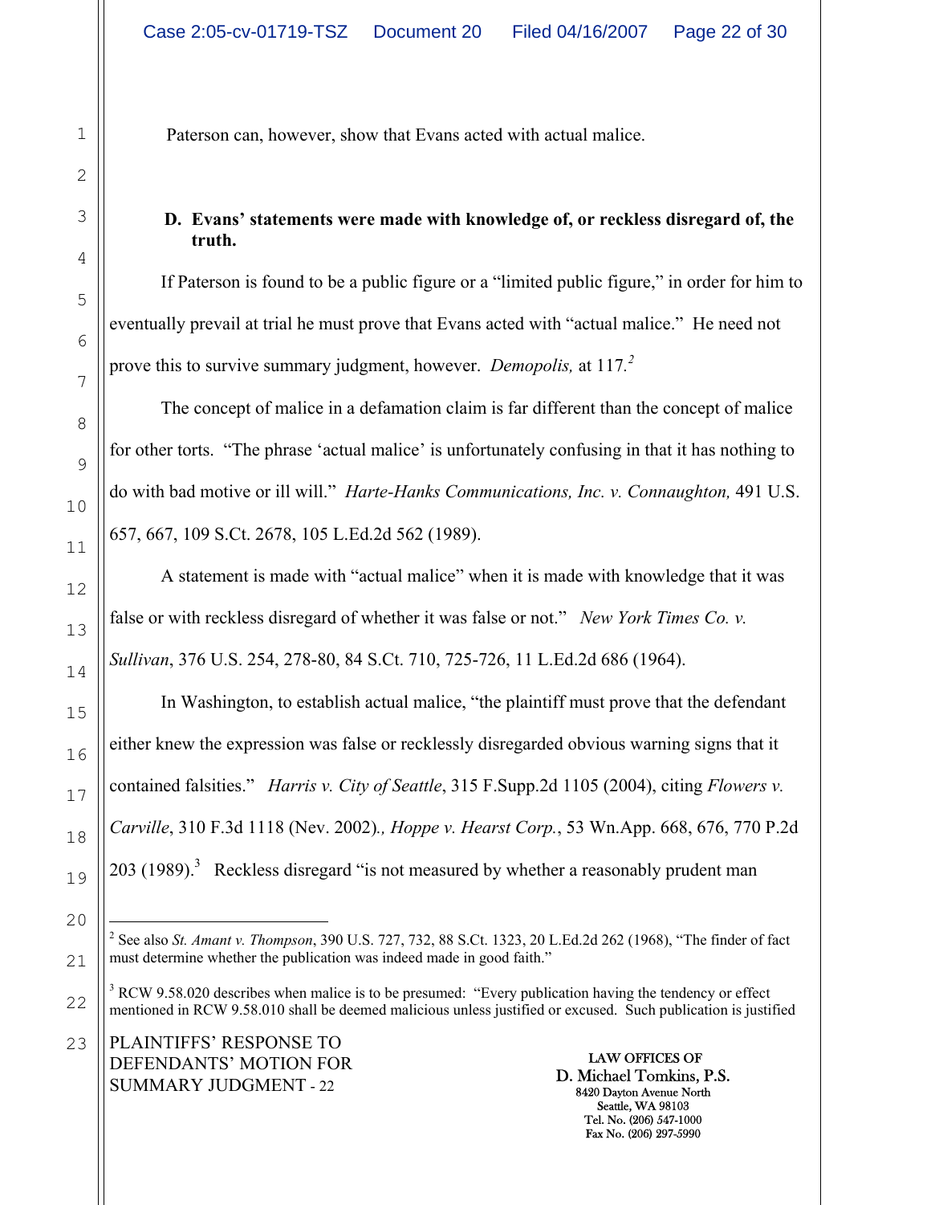Paterson can, however, show that Evans acted with actual malice.

**D. Evans' statements were made with knowledge of, or reckless disregard of, the truth.**

If Paterson is found to be a public figure or a "limited public figure," in order for him to eventually prevail at trial he must prove that Evans acted with "actual malice." He need not prove this to survive summary judgment, however. *Demopolis,* at 117.[2]

The concept of malice in a defamation claim is far different than the concept of malice for other torts. "The phrase 'actual malice' is unfortunately confusing in that it has nothing to do with bad motive or ill will." *Harte-Hanks Communications, Inc. v. Connaughton,* 491 U.S. 657, 667, 109 S.Ct. 2678, 105 L.Ed.2d 562 (1989).

A statement is made with "actual malice" when it is made with knowledge that it was false or with reckless disregard of whether it was false or not." *New York Times Co. v. Sullivan*, 376 U.S. 254, 278-80, 84 S.Ct. 710, 725-726, 11 L.Ed.2d 686 (1964).

In Washington, to establish actual malice, "the plaintiff must prove that the defendant either knew the expression was false or recklessly disregarded obvious warning signs that it contained falsities." *Harris v. City of Seattle*, 315 F.Supp.2d 1105 (2004), citing *Flowers v. Carville*, 310 F.3d 1118 (Nev. 2002)*., Hoppe v. Hearst Corp.*, 53 Wn.App. 668, 676, 770 P.2d 203 (1989).[3] Reckless disregard "is not measured by whether a reasonably prudent man

---

[2] See also *St. Amant v. Thompson*, 390 U.S. 727, 732, 88 S.Ct. 1323, 20 L.Ed.2d 262 (1968), "The finder of fact must determine whether the publication was indeed made in good faith."

[3] RCW 9.58.020 describes when malice is to be presumed: "Every publication having the tendency or effect mentioned in RCW 9.58.010 shall be deemed malicious unless justified or excused. Such publication is justified

PLAINTIFFS' RESPONSE TO DEFENDANTS' MOTION FOR SUMMARY JUDGMENT - 22

LAW OFFICES OF
D. Michael Tomkins, P.S.
8420 Dayton Avenue North
Seattle, WA 98103
Tel. No. (206) 547-1000
Fax No. (206) 297-5990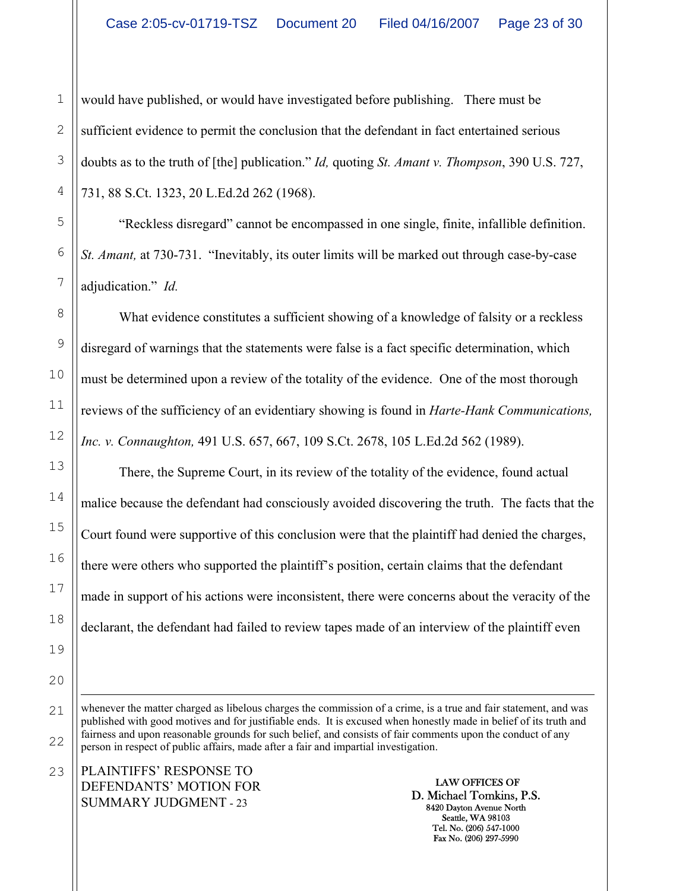would have published, or would have investigated before publishing. There must be sufficient evidence to permit the conclusion that the defendant in fact entertained serious doubts as to the truth of [the] publication." *Id,* quoting *St. Amant v. Thompson*, 390 U.S. 727, 731, 88 S.Ct. 1323, 20 L.Ed.2d 262 (1968).

"Reckless disregard" cannot be encompassed in one single, finite, infallible definition. *St. Amant,* at 730-731. "Inevitably, its outer limits will be marked out through case-by-case adjudication." *Id.*

What evidence constitutes a sufficient showing of a knowledge of falsity or a reckless disregard of warnings that the statements were false is a fact specific determination, which must be determined upon a review of the totality of the evidence. One of the most thorough reviews of the sufficiency of an evidentiary showing is found in *Harte-Hank Communications, Inc. v. Connaughton,* 491 U.S. 657, 667, 109 S.Ct. 2678, 105 L.Ed.2d 562 (1989).

There, the Supreme Court, in its review of the totality of the evidence, found actual malice because the defendant had consciously avoided discovering the truth. The facts that the Court found were supportive of this conclusion were that the plaintiff had denied the charges, there were others who supported the plaintiff's position, certain claims that the defendant made in support of his actions were inconsistent, there were concerns about the veracity of the declarant, the defendant had failed to review tapes made of an interview of the plaintiff even

---

whenever the matter charged as libelous charges the commission of a crime, is a true and fair statement, and was published with good motives and for justifiable ends. It is excused when honestly made in belief of its truth and fairness and upon reasonable grounds for such belief, and consists of fair comments upon the conduct of any person in respect of public affairs, made after a fair and impartial investigation.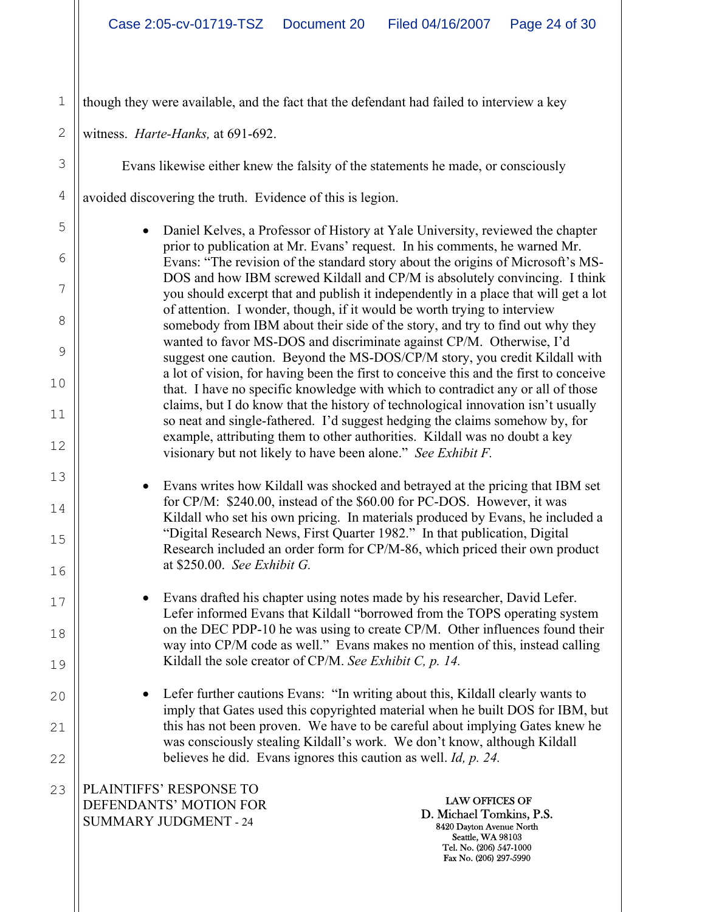though they were available, and the fact that the defendant had failed to interview a key witness. *Harte-Hanks,* at 691-692.

Evans likewise either knew the falsity of the statements he made, or consciously avoided discovering the truth. Evidence of this is legion.

- Daniel Kelves, a Professor of History at Yale University, reviewed the chapter prior to publication at Mr. Evans' request. In his comments, he warned Mr. Evans: "The revision of the standard story about the origins of Microsoft's MS-DOS and how IBM screwed Kildall and CP/M is absolutely convincing. I think you should excerpt that and publish it independently in a place that will get a lot of attention. I wonder, though, if it would be worth trying to interview somebody from IBM about their side of the story, and try to find out why they wanted to favor MS-DOS and discriminate against CP/M. Otherwise, I'd suggest one caution. Beyond the MS-DOS/CP/M story, you credit Kildall with a lot of vision, for having been the first to conceive this and the first to conceive that. I have no specific knowledge with which to contradict any or all of those claims, but I do know that the history of technological innovation isn't usually so neat and single-fathered. I'd suggest hedging the claims somehow by, for example, attributing them to other authorities. Kildall was no doubt a key visionary but not likely to have been alone." *See Exhibit F.*

- Evans writes how Kildall was shocked and betrayed at the pricing that IBM set for CP/M: $240.00, instead of the $60.00 for PC-DOS. However, it was Kildall who set his own pricing. In materials produced by Evans, he included a "Digital Research News, First Quarter 1982." In that publication, Digital Research included an order form for CP/M-86, which priced their own product at $250.00. *See Exhibit G.*

- Evans drafted his chapter using notes made by his researcher, David Lefer. Lefer informed Evans that Kildall "borrowed from the TOPS operating system on the DEC PDP-10 he was using to create CP/M. Other influences found their way into CP/M code as well." Evans makes no mention of this, instead calling Kildall the sole creator of CP/M. *See Exhibit C, p. 14.*

- Lefer further cautions Evans: "In writing about this, Kildall clearly wants to imply that Gates used this copyrighted material when he built DOS for IBM, but this has not been proven. We have to be careful about implying Gates knew he was consciously stealing Kildall's work. We don't know, although Kildall believes he did. Evans ignores this caution as well. *Id, p. 24.*

PLAINTIFFS' RESPONSE TO DEFENDANTS' MOTION FOR SUMMARY JUDGMENT - 24

LAW OFFICES OF
D. Michael Tomkins, P.S.
8420 Dayton Avenue North
Seattle, WA 98103
Tel. No. (206) 547-1000
Fax No. (206) 297-5990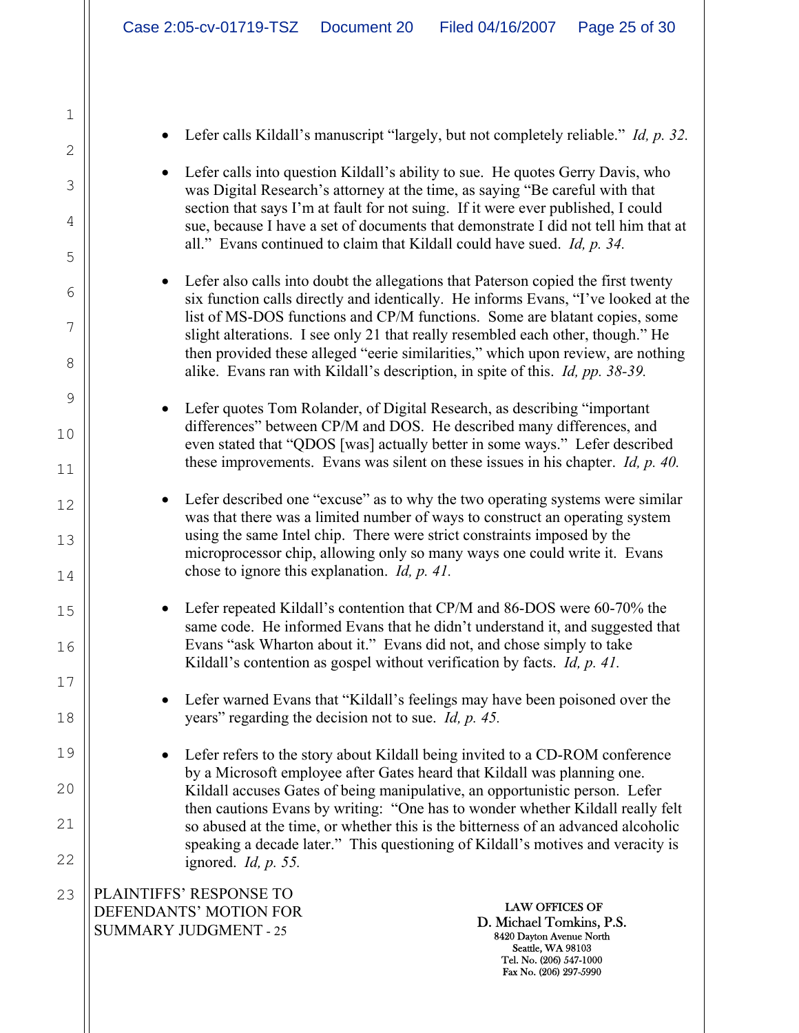- Lefer calls Kildall's manuscript "largely, but not completely reliable." *Id, p. 32.*

- Lefer calls into question Kildall's ability to sue. He quotes Gerry Davis, who was Digital Research's attorney at the time, as saying "Be careful with that section that says I'm at fault for not suing. If it were ever published, I could sue, because I have a set of documents that demonstrate I did not tell him that at all." Evans continued to claim that Kildall could have sued. *Id, p. 34.*

- Lefer also calls into doubt the allegations that Paterson copied the first twenty six function calls directly and identically. He informs Evans, "I've looked at the list of MS-DOS functions and CP/M functions. Some are blatant copies, some slight alterations. I see only 21 that really resembled each other, though." He then provided these alleged "eerie similarities," which upon review, are nothing alike. Evans ran with Kildall's description, in spite of this. *Id, pp. 38-39.*

- Lefer quotes Tom Rolander, of Digital Research, as describing "important differences" between CP/M and DOS. He described many differences, and even stated that "QDOS [was] actually better in some ways." Lefer described these improvements. Evans was silent on these issues in his chapter. *Id, p. 40.*

- Lefer described one "excuse" as to why the two operating systems were similar was that there was a limited number of ways to construct an operating system using the same Intel chip. There were strict constraints imposed by the microprocessor chip, allowing only so many ways one could write it. Evans chose to ignore this explanation. *Id, p. 41.*

- Lefer repeated Kildall's contention that CP/M and 86-DOS were 60-70% the same code. He informed Evans that he didn't understand it, and suggested that Evans "ask Wharton about it." Evans did not, and chose simply to take Kildall's contention as gospel without verification by facts. *Id, p. 41.*

- Lefer warned Evans that "Kildall's feelings may have been poisoned over the years" regarding the decision not to sue. *Id, p. 45.*

- Lefer refers to the story about Kildall being invited to a CD-ROM conference by a Microsoft employee after Gates heard that Kildall was planning one. Kildall accuses Gates of being manipulative, an opportunistic person. Lefer then cautions Evans by writing: "One has to wonder whether Kildall really felt so abused at the time, or whether this is the bitterness of an advanced alcoholic speaking a decade later." This questioning of Kildall's motives and veracity is ignored. *Id, p. 55.*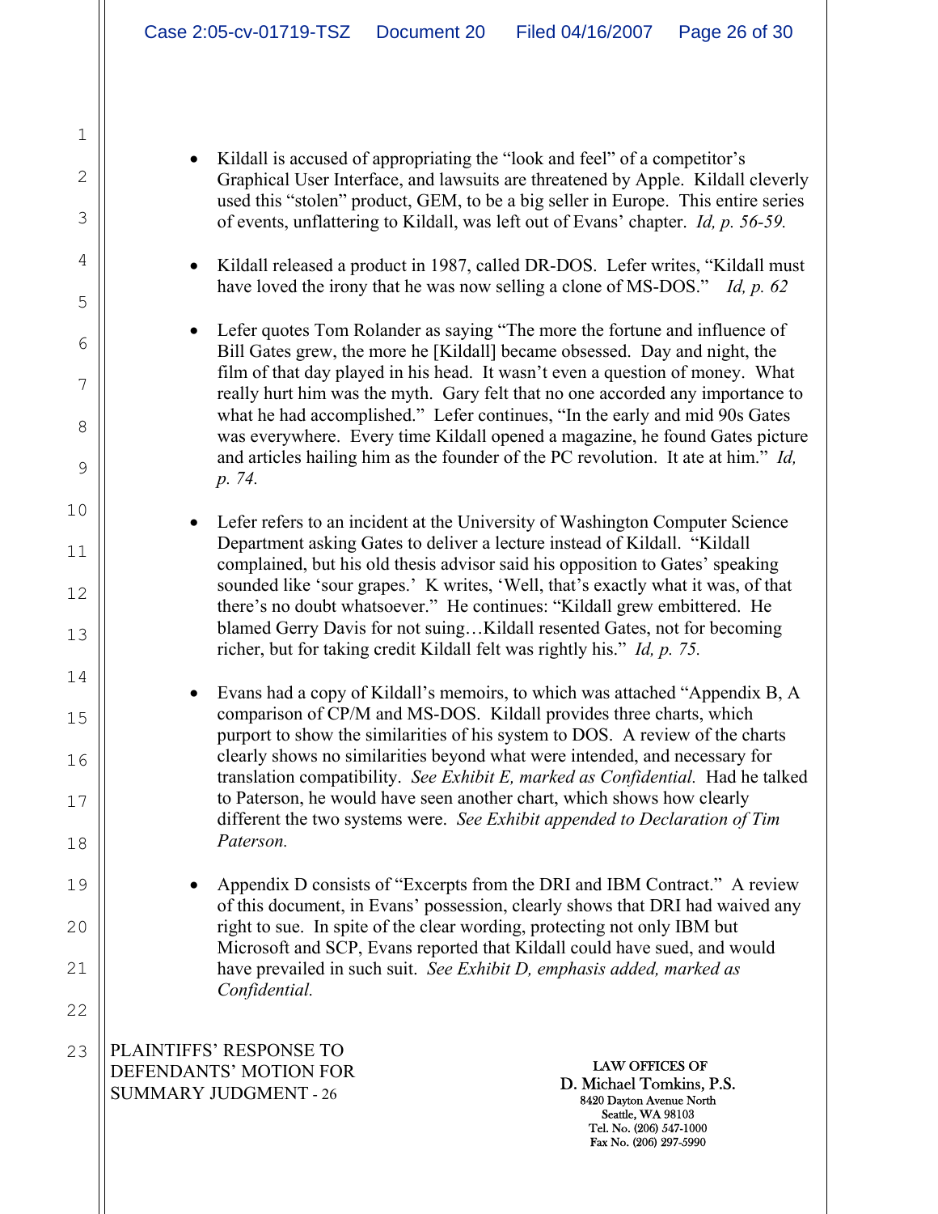- Kildall is accused of appropriating the "look and feel" of a competitor's Graphical User Interface, and lawsuits are threatened by Apple. Kildall cleverly used this "stolen" product, GEM, to be a big seller in Europe. This entire series of events, unflattering to Kildall, was left out of Evans' chapter. *Id, p. 56-59.*

- Kildall released a product in 1987, called DR-DOS. Lefer writes, "Kildall must have loved the irony that he was now selling a clone of MS-DOS." *Id, p. 62*

- Lefer quotes Tom Rolander as saying "The more the fortune and influence of Bill Gates grew, the more he [Kildall] became obsessed. Day and night, the film of that day played in his head. It wasn't even a question of money. What really hurt him was the myth. Gary felt that no one accorded any importance to what he had accomplished." Lefer continues, "In the early and mid 90s Gates was everywhere. Every time Kildall opened a magazine, he found Gates picture and articles hailing him as the founder of the PC revolution. It ate at him." *Id, p. 74.*

- Lefer refers to an incident at the University of Washington Computer Science Department asking Gates to deliver a lecture instead of Kildall. "Kildall complained, but his old thesis advisor said his opposition to Gates' speaking sounded like 'sour grapes.' K writes, 'Well, that's exactly what it was, of that there's no doubt whatsoever." He continues: "Kildall grew embittered. He blamed Gerry Davis for not suing…Kildall resented Gates, not for becoming richer, but for taking credit Kildall felt was rightly his." *Id, p. 75.*

- Evans had a copy of Kildall's memoirs, to which was attached "Appendix B, A comparison of CP/M and MS-DOS. Kildall provides three charts, which purport to show the similarities of his system to DOS. A review of the charts clearly shows no similarities beyond what were intended, and necessary for translation compatibility. *See Exhibit E, marked as Confidential.* Had he talked to Paterson, he would have seen another chart, which shows how clearly different the two systems were. *See Exhibit appended to Declaration of Tim Paterson.*

- Appendix D consists of "Excerpts from the DRI and IBM Contract." A review of this document, in Evans' possession, clearly shows that DRI had waived any right to sue. In spite of the clear wording, protecting not only IBM but Microsoft and SCP, Evans reported that Kildall could have sued, and would have prevailed in such suit. *See Exhibit D, emphasis added, marked as Confidential.*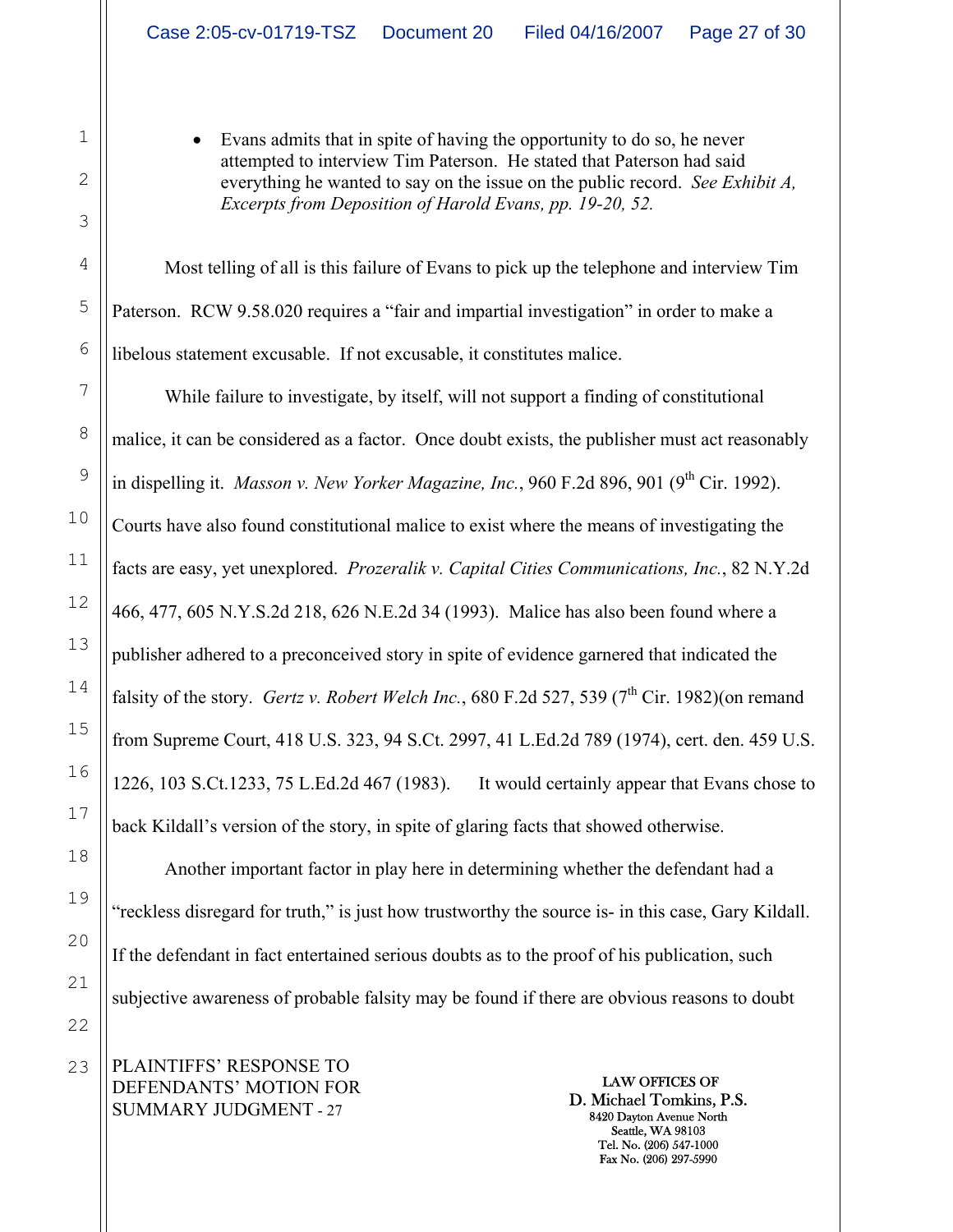- Evans admits that in spite of having the opportunity to do so, he never attempted to interview Tim Paterson. He stated that Paterson had said everything he wanted to say on the issue on the public record. *See Exhibit A, Excerpts from Deposition of Harold Evans, pp. 19-20, 52.*

Most telling of all is this failure of Evans to pick up the telephone and interview Tim Paterson. RCW 9.58.020 requires a "fair and impartial investigation" in order to make a libelous statement excusable. If not excusable, it constitutes malice.

While failure to investigate, by itself, will not support a finding of constitutional malice, it can be considered as a factor. Once doubt exists, the publisher must act reasonably in dispelling it. *Masson v. New Yorker Magazine, Inc.*, 960 F.2d 896, 901 (9th Cir. 1992). Courts have also found constitutional malice to exist where the means of investigating the facts are easy, yet unexplored. *Prozeralik v. Capital Cities Communications, Inc.*, 82 N.Y.2d 466, 477, 605 N.Y.S.2d 218, 626 N.E.2d 34 (1993). Malice has also been found where a publisher adhered to a preconceived story in spite of evidence garnered that indicated the falsity of the story. *Gertz v. Robert Welch Inc.*, 680 F.2d 527, 539 (7th Cir. 1982)(on remand from Supreme Court, 418 U.S. 323, 94 S.Ct. 2997, 41 L.Ed.2d 789 (1974), cert. den. 459 U.S. 1226, 103 S.Ct.1233, 75 L.Ed.2d 467 (1983). It would certainly appear that Evans chose to back Kildall's version of the story, in spite of glaring facts that showed otherwise.

Another important factor in play here in determining whether the defendant had a "reckless disregard for truth," is just how trustworthy the source is- in this case, Gary Kildall. If the defendant in fact entertained serious doubts as to the proof of his publication, such subjective awareness of probable falsity may be found if there are obvious reasons to doubt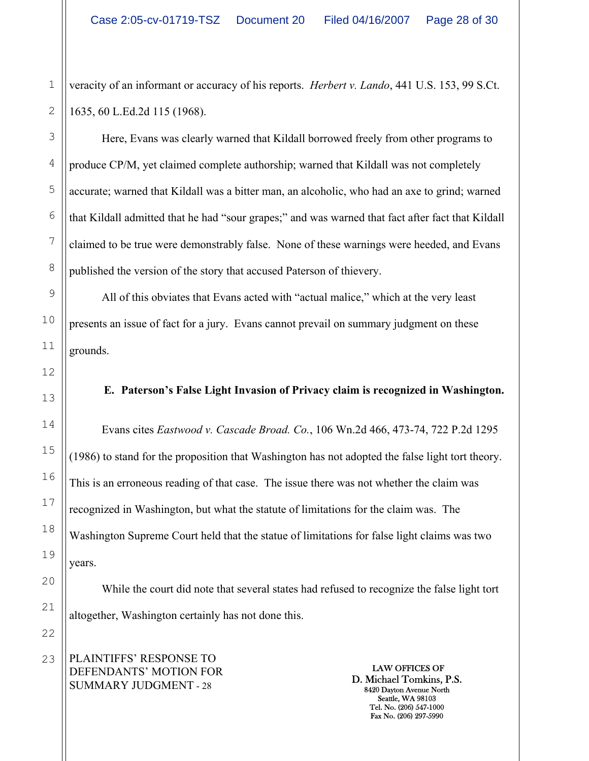veracity of an informant or accuracy of his reports. *Herbert v. Lando*, 441 U.S. 153, 99 S.Ct. 1635, 60 L.Ed.2d 115 (1968).

Here, Evans was clearly warned that Kildall borrowed freely from other programs to produce CP/M, yet claimed complete authorship; warned that Kildall was not completely accurate; warned that Kildall was a bitter man, an alcoholic, who had an axe to grind; warned that Kildall admitted that he had "sour grapes;" and was warned that fact after fact that Kildall claimed to be true were demonstrably false. None of these warnings were heeded, and Evans published the version of the story that accused Paterson of thievery.

All of this obviates that Evans acted with "actual malice," which at the very least presents an issue of fact for a jury. Evans cannot prevail on summary judgment on these grounds.

**E. Paterson's False Light Invasion of Privacy claim is recognized in Washington.**

Evans cites *Eastwood v. Cascade Broad. Co.*, 106 Wn.2d 466, 473-74, 722 P.2d 1295 (1986) to stand for the proposition that Washington has not adopted the false light tort theory. This is an erroneous reading of that case. The issue there was not whether the claim was recognized in Washington, but what the statute of limitations for the claim was. The Washington Supreme Court held that the statue of limitations for false light claims was two years.

While the court did note that several states had refused to recognize the false light tort altogether, Washington certainly has not done this.

PLAINTIFFS' RESPONSE TO DEFENDANTS' MOTION FOR SUMMARY JUDGMENT - 28

LAW OFFICES OF
D. Michael Tomkins, P.S.
8420 Dayton Avenue North
Seattle, WA 98103
Tel. No. (206) 547-1000
Fax No. (206) 297-5990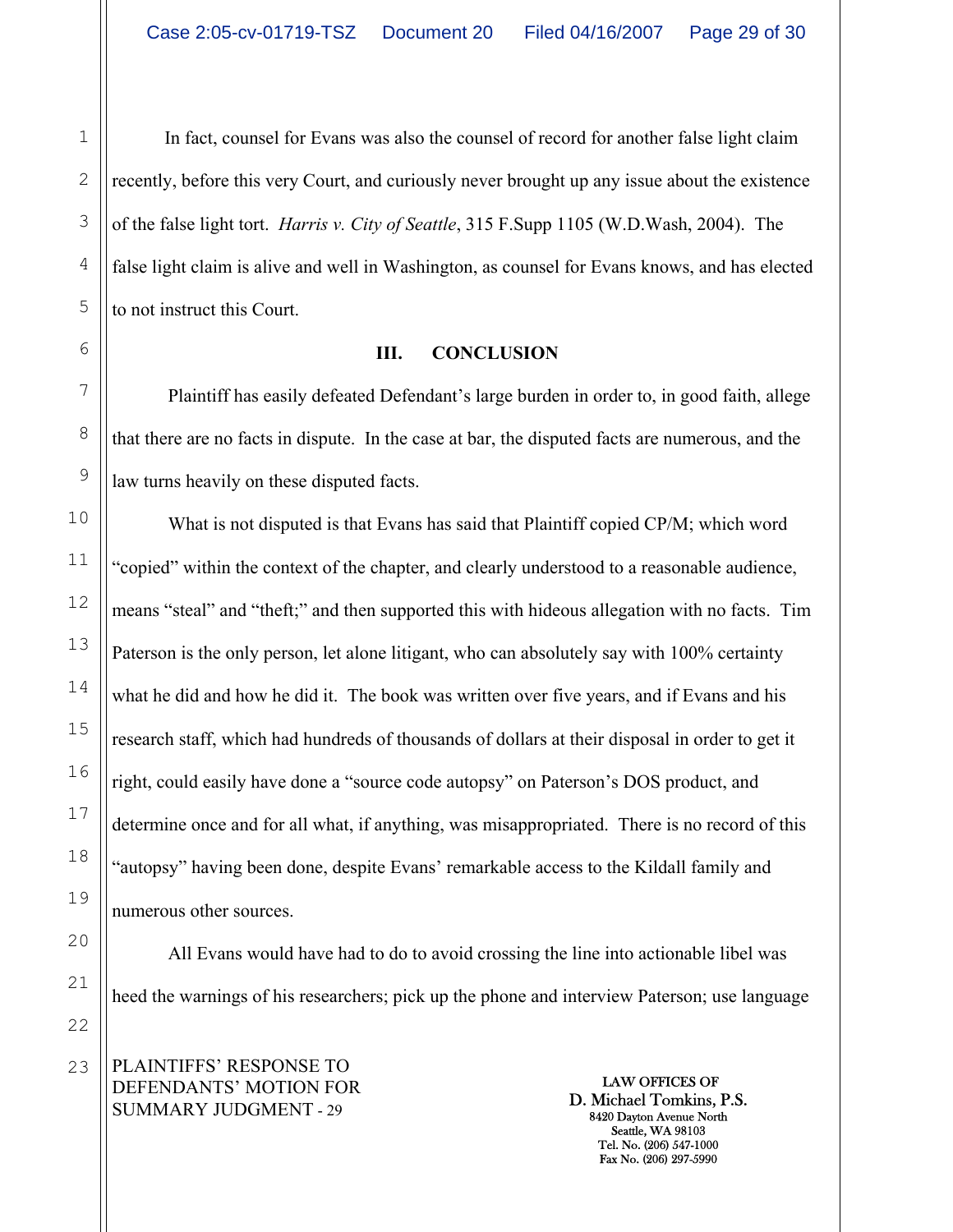In fact, counsel for Evans was also the counsel of record for another false light claim recently, before this very Court, and curiously never brought up any issue about the existence of the false light tort. *Harris v. City of Seattle*, 315 F.Supp 1105 (W.D.Wash, 2004). The false light claim is alive and well in Washington, as counsel for Evans knows, and has elected to not instruct this Court.

## III. CONCLUSION

Plaintiff has easily defeated Defendant's large burden in order to, in good faith, allege that there are no facts in dispute. In the case at bar, the disputed facts are numerous, and the law turns heavily on these disputed facts.

What is not disputed is that Evans has said that Plaintiff copied CP/M; which word "copied" within the context of the chapter, and clearly understood to a reasonable audience, means "steal" and "theft;" and then supported this with hideous allegation with no facts. Tim Paterson is the only person, let alone litigant, who can absolutely say with 100% certainty what he did and how he did it. The book was written over five years, and if Evans and his research staff, which had hundreds of thousands of dollars at their disposal in order to get it right, could easily have done a "source code autopsy" on Paterson's DOS product, and determine once and for all what, if anything, was misappropriated. There is no record of this "autopsy" having been done, despite Evans' remarkable access to the Kildall family and numerous other sources.

All Evans would have had to do to avoid crossing the line into actionable libel was heed the warnings of his researchers; pick up the phone and interview Paterson; use language

PLAINTIFFS' RESPONSE TO DEFENDANTS' MOTION FOR SUMMARY JUDGMENT - 29

LAW OFFICES OF
D. Michael Tomkins, P.S.
8420 Dayton Avenue North
Seattle, WA 98103
Tel. No. (206) 547-1000
Fax No. (206) 297-5990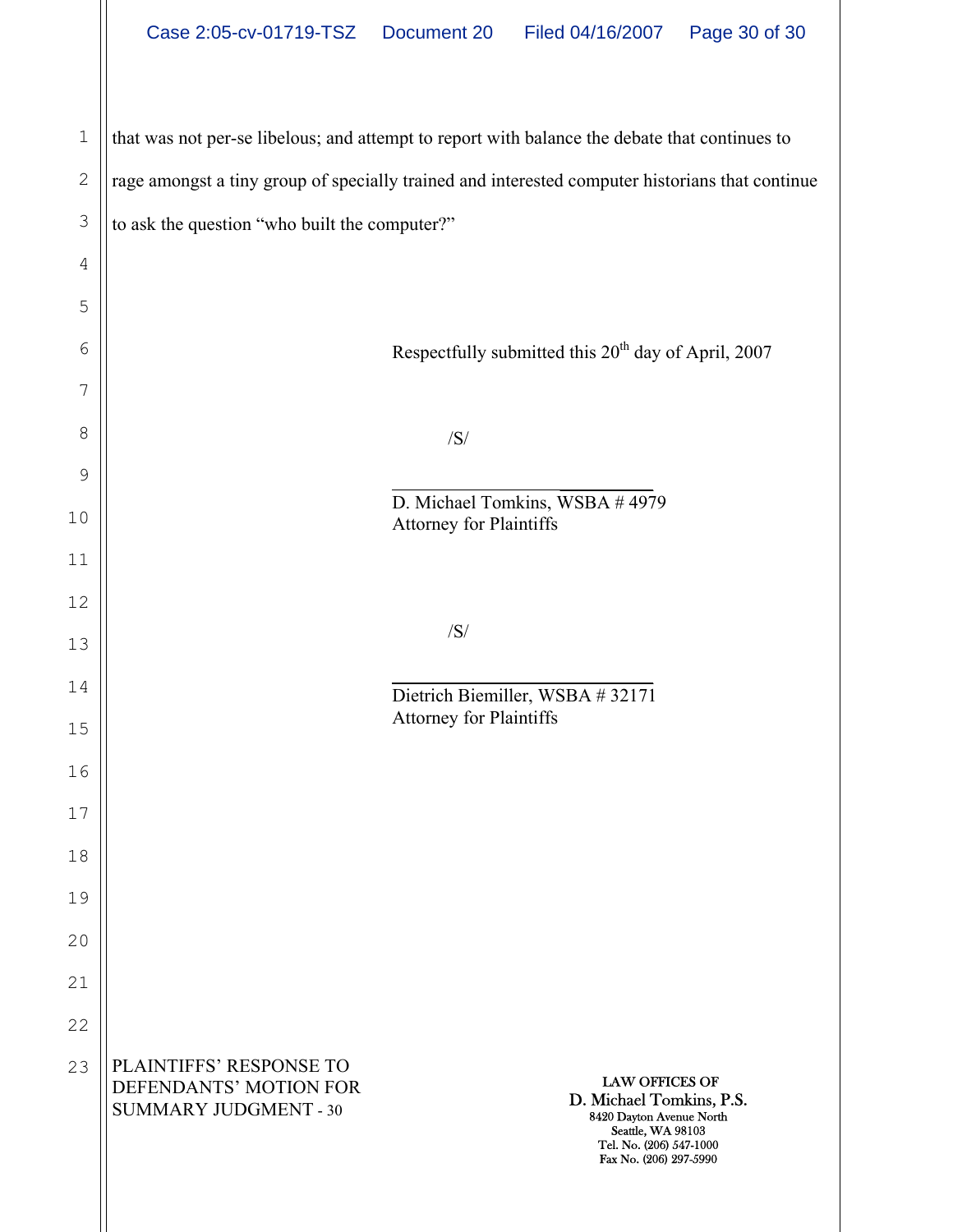that was not per-se libelous; and attempt to report with balance the debate that continues to rage amongst a tiny group of specially trained and interested computer historians that continue to ask the question "who built the computer?"

Respectfully submitted this 20th day of April, 2007

/S/

D. Michael Tomkins, WSBA # 4979
Attorney for Plaintiffs

/S/

Dietrich Biemiller, WSBA # 32171
Attorney for Plaintiffs

PLAINTIFFS' RESPONSE TO DEFENDANTS' MOTION FOR SUMMARY JUDGMENT - 30

LAW OFFICES OF
D. Michael Tomkins, P.S.
8420 Dayton Avenue North
Seattle, WA 98103
Tel. No. (206) 547-1000
Fax No. (206) 297-5990